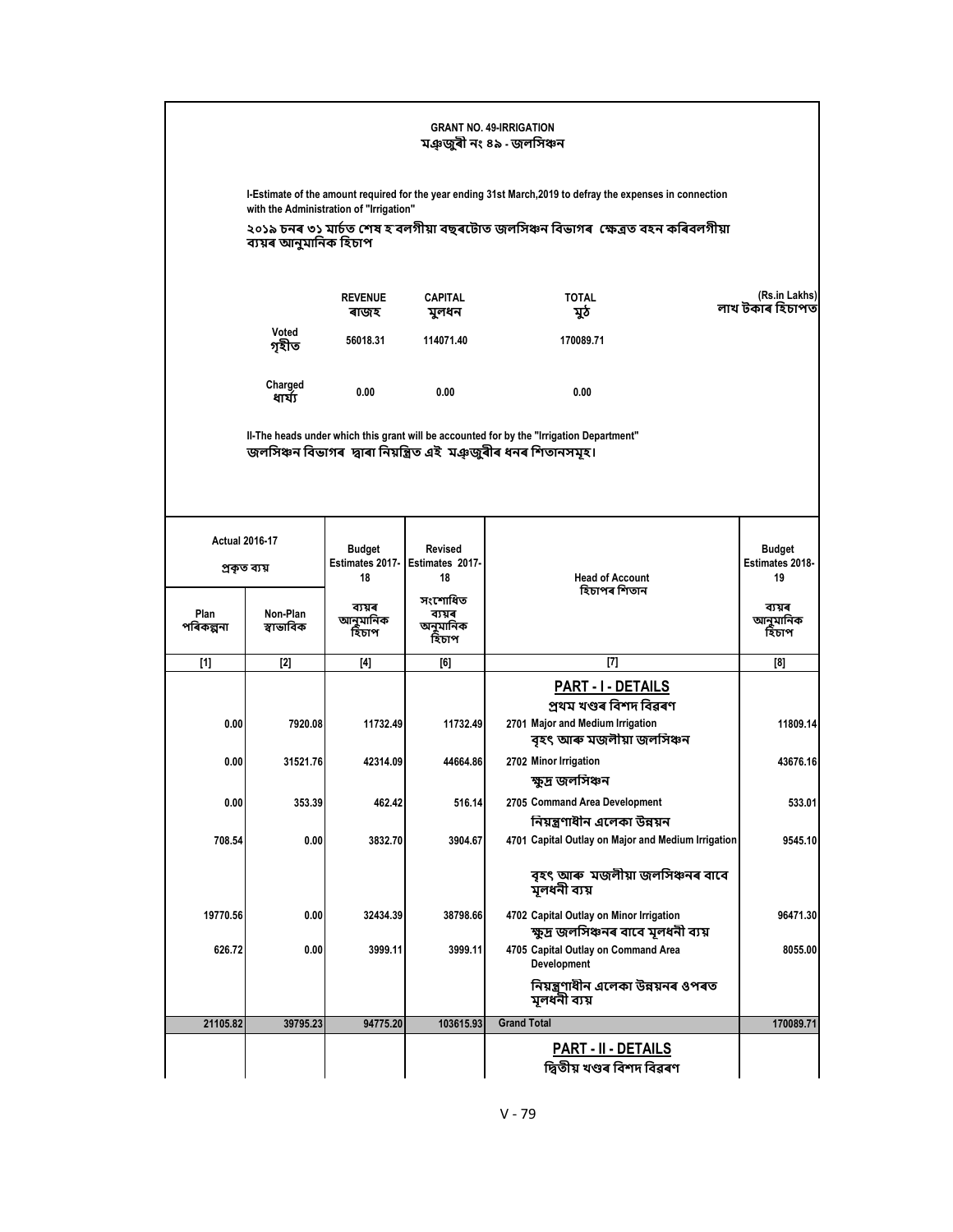**GRANT NO. 49-IRRIGATION**
**মঞ্জুৰী নং ৪৯ - জলসিঞ্চন**

**I-Estimate of the amount required for the year ending 31st March,2019 to defray the expenses in connection with the Administration of "Irrigation"**

**২০১৯ চনৰ ৩১ মাৰ্চত শেষ হ'বলগীয়া বছৰটোত জলসিঞ্চন বিভাগৰ ক্ষেত্ৰত বহন কৰিবলগীয়া ব্যয়ৰ আনুমানিক হিচাপ**

(Rs.in Lakhs)
লাখ টকাৰ হিচাপত

| | REVENUE ৰাজহ | CAPITAL মুলধন | TOTAL মুঠ |
|---|---|---|---|
| Voted গৃহীত | 56018.31 | 114071.40 | 170089.71 |
| Charged ধাৰ্য্য | 0.00 | 0.00 | 0.00 |

**II-The heads under which this grant will be accounted for by the "Irrigation Department"**
**জলসিঞ্চন বিভাগৰ দ্বাৰা নিয়ন্ত্ৰিত এই মঞ্জুৰীৰ ধনৰ শিতানসমূহ।**

| Actual 2016-17 প্ৰকৃত ব্যয় | | Budget Estimates 2017-18 | Revised Estimates 2017-18 | Head of Account হিচাপৰ শিতান | Budget Estimates 2018-19 |
|---|---|---|---|---|---|
| Plan পৰিকল্পনা | Non-Plan স্বাভাবিক | ব্যয়ৰ আনুমানিক হিচাপ | সংশোধিত ব্যয়ৰ অনুমানিক হিচাপ | | ব্যয়ৰ আনুমানিক হিচাপ |
| [1] | [2] | [4] | [6] | [7] | [8] |
| | | | | **PART - I - DETAILS** প্ৰথম খণ্ডৰ বিশদ বিৱৰণ | |
| 0.00 | 7920.08 | 11732.49 | 11732.49 | 2701 Major and Medium Irrigation বৃহৎ আৰু মজলীয়া জলসিঞ্চন | 11809.14 |
| 0.00 | 31521.76 | 42314.09 | 44664.86 | 2702 Minor Irrigation ক্ষুদ্ৰ জলসিঞ্চন | 43676.16 |
| 0.00 | 353.39 | 462.42 | 516.14 | 2705 Command Area Development নিয়ন্ত্ৰণাধীন এলেকা উন্নয়ন | 533.01 |
| 708.54 | 0.00 | 3832.70 | 3904.67 | 4701 Capital Outlay on Major and Medium Irrigation বৃহৎ আৰু মজলীয়া জলসিঞ্চনৰ বাবে মূলধনী ব্যয় | 9545.10 |
| 19770.56 | 0.00 | 32434.39 | 38798.66 | 4702 Capital Outlay on Minor Irrigation ক্ষুদ্ৰ জলসিঞ্চনৰ বাবে মূলধনী ব্যয় | 96471.30 |
| 626.72 | 0.00 | 3999.11 | 3999.11 | 4705 Capital Outlay on Command Area Development নিয়ন্ত্ৰণাধীন এলেকা উন্নয়নৰ ওপৰত মূলধনী ব্যয় | 8055.00 |
| 21105.82 | 39795.23 | 94775.20 | 103615.93 | Grand Total | 170089.71 |
| | | | | **PART - II - DETAILS** দ্বিতীয় খণ্ডৰ বিশদ বিৱৰণ | |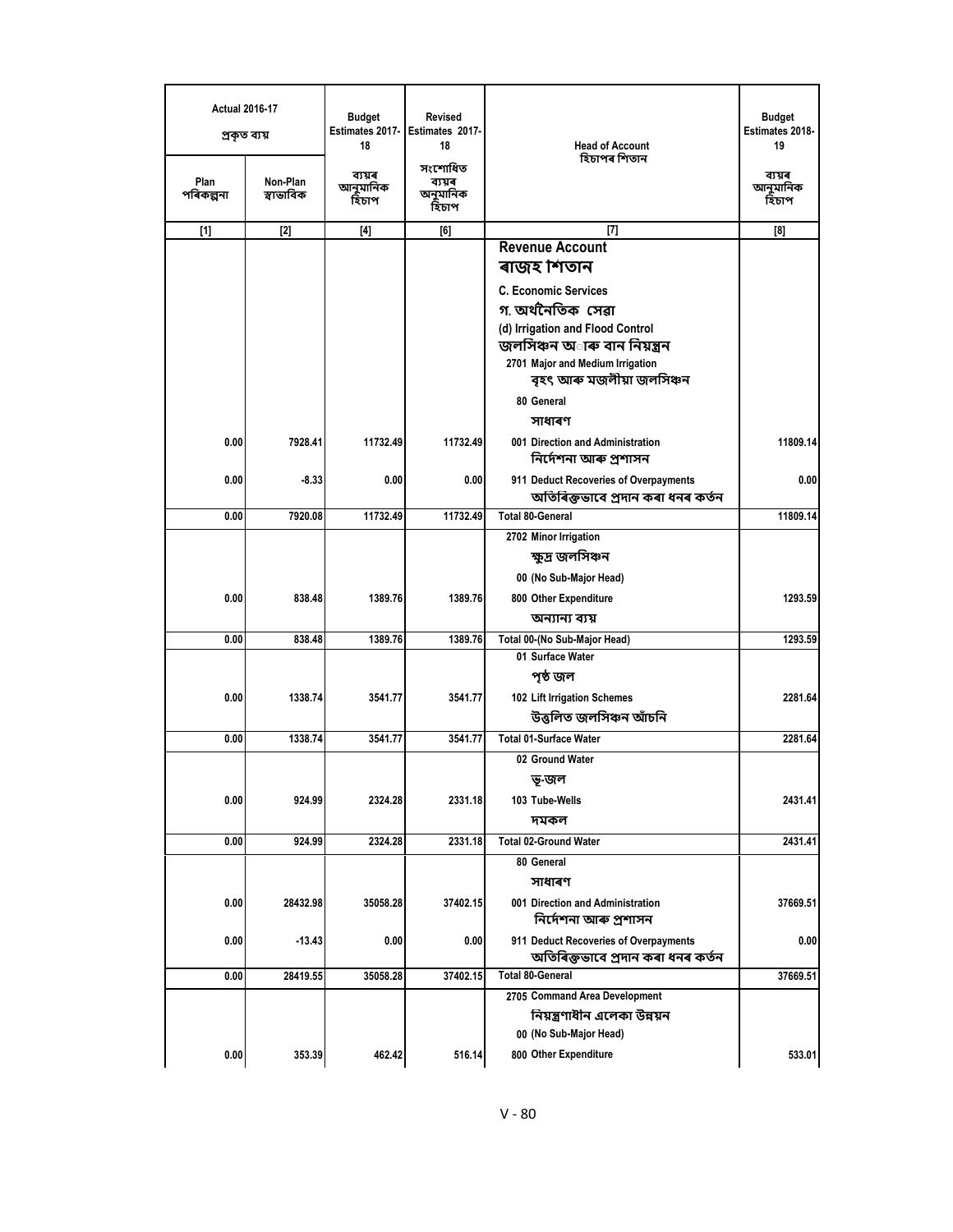| Actual 2016-17 প্ৰকৃত ব্যয় | | Budget Estimates 2017-18 | Revised Estimates 2017-18 | Head of Account হিচাপৰ শিতান | Budget Estimates 2018-19 |
|---|---|---|---|---|---|
| Plan পৰিকল্পনা | Non-Plan স্বাভাবিক | ব্যয়ৰ আনুমানিক হিচাপ | সংশোধিত ব্যয়ৰ অনুমানিক হিচাপ | | ব্যয়ৰ আনুমানিক হিচাপ |
| [1] | [2] | [4] | [6] | [7] | [8] |
| | | | | **Revenue Account** | |
| | | | | **ৰাজহ শিতান** | |
| | | | | **C. Economic Services** | |
| | | | | **গ. অৰ্থনৈতিক সেৱা** | |
| | | | | **(d) Irrigation and Flood Control** | |
| | | | | **জলসিঞ্চন আৰু বান নিয়ন্ত্ৰন** | |
| | | | | **2701 Major and Medium Irrigation** | |
| | | | | **বৃহৎ আৰু মজলীয়া জলসিঞ্চন** | |
| | | | | **80 General** | |
| | | | | **সাধাৰণ** | |
| 0.00 | 7928.41 | 11732.49 | 11732.49 | 001 Direction and Administration নিৰ্দেশনা আৰু প্ৰশাসন | 11809.14 |
| 0.00 | -8.33 | 0.00 | 0.00 | 911 Deduct Recoveries of Overpayments অতিৰিক্তভাবে প্ৰদান কৰা ধনৰ কৰ্তন | 0.00 |
| 0.00 | 7920.08 | 11732.49 | 11732.49 | Total 80-General | 11809.14 |
| | | | | **2702 Minor Irrigation** | |
| | | | | **ক্ষুদ্ৰ জলসিঞ্চন** | |
| | | | | **00 (No Sub-Major Head)** | |
| 0.00 | 838.48 | 1389.76 | 1389.76 | 800 Other Expenditure অন্যান্য ব্যয় | 1293.59 |
| 0.00 | 838.48 | 1389.76 | 1389.76 | Total 00-(No Sub-Major Head) | 1293.59 |
| | | | | **01 Surface Water** | |
| | | | | **পৃষ্ঠ জল** | |
| 0.00 | 1338.74 | 3541.77 | 3541.77 | 102 Lift Irrigation Schemes উত্তলিত জলসিঞ্চন আঁচনি | 2281.64 |
| 0.00 | 1338.74 | 3541.77 | 3541.77 | Total 01-Surface Water | 2281.64 |
| | | | | **02 Ground Water** | |
| | | | | **ভূ-জল** | |
| 0.00 | 924.99 | 2324.28 | 2331.18 | 103 Tube-Wells দমকল | 2431.41 |
| 0.00 | 924.99 | 2324.28 | 2331.18 | Total 02-Ground Water | 2431.41 |
| | | | | **80 General** | |
| | | | | **সাধাৰণ** | |
| 0.00 | 28432.98 | 35058.28 | 37402.15 | 001 Direction and Administration নিৰ্দেশনা আৰু প্ৰশাসন | 37669.51 |
| 0.00 | -13.43 | 0.00 | 0.00 | 911 Deduct Recoveries of Overpayments অতিৰিক্তভাবে প্ৰদান কৰা ধনৰ কৰ্তন | 0.00 |
| 0.00 | 28419.55 | 35058.28 | 37402.15 | Total 80-General | 37669.51 |
| | | | | **2705 Command Area Development** | |
| | | | | **নিয়ন্ত্ৰণাধীন এলেকা উন্নয়ন** | |
| | | | | **00 (No Sub-Major Head)** | |
| 0.00 | 353.39 | 462.42 | 516.14 | 800 Other Expenditure | 533.01 |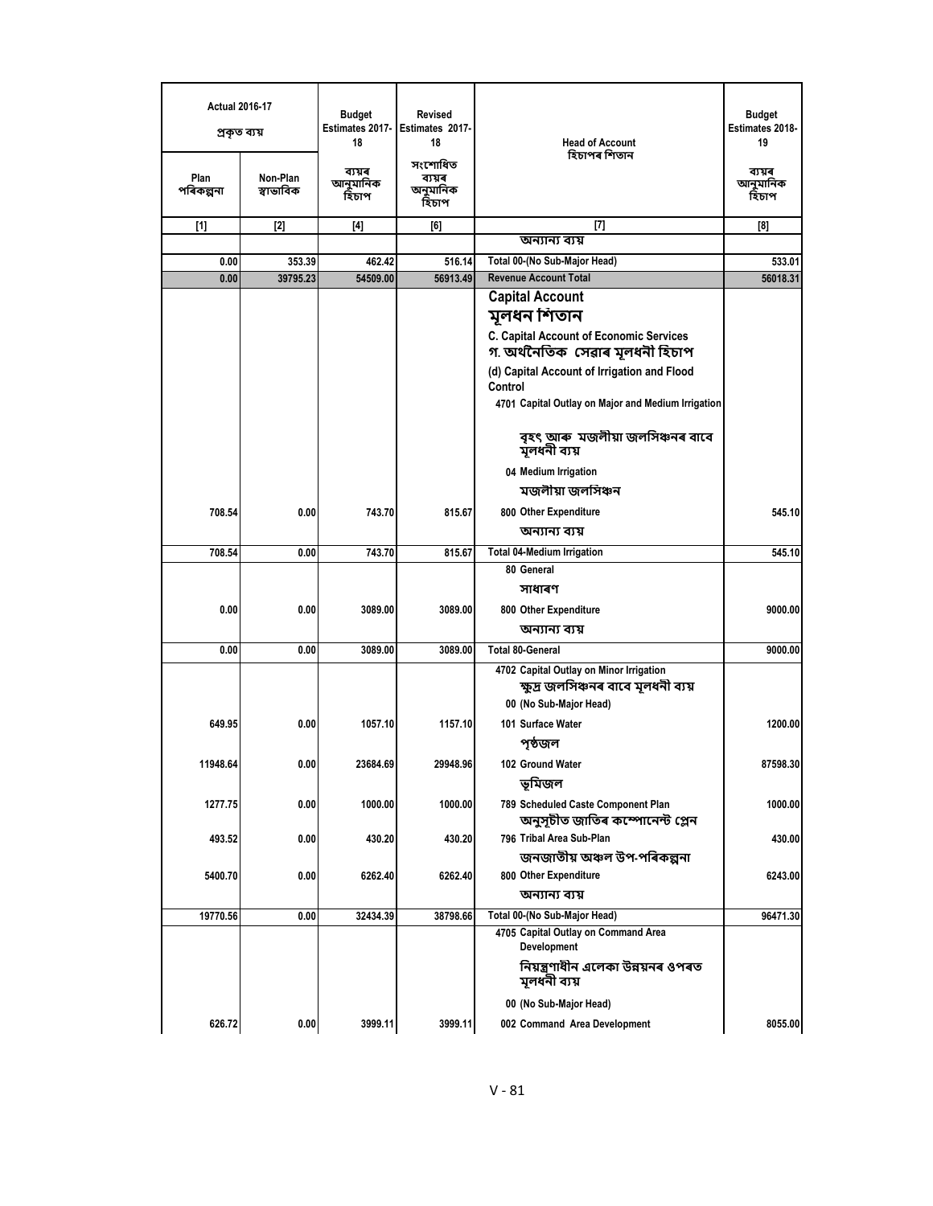| Actual 2016-17 প্ৰকৃত ব্যয় | | Budget Estimates 2017-18 | Revised Estimates 2017-18 | Head of Account হিচাপৰ শিতান | Budget Estimates 2018-19 |
|---|---|---|---|---|---|
| Plan পৰিকল্পনা | Non-Plan স্বাভাবিক | ব্যয়ৰ আনুমানিক হিচাপ | সংশোধিত ব্যয়ৰ অনুমানিক হিচাপ | | ব্যয়ৰ আনুমানিক হিচাপ |
| [1] | [2] | [4] | [6] | [7] | [8] |
| | | | | অন্যান্য ব্যয় | |
| 0.00 | 353.39 | 462.42 | 516.14 | Total 00-(No Sub-Major Head) | 533.01 |
| 0.00 | 39795.23 | 54509.00 | 56913.49 | Revenue Account Total | 56018.31 |
| | | | | **Capital Account** | |
| | | | | **মূলধন শিতান** | |
| | | | | **C. Capital Account of Economic Services** | |
| | | | | **গ. অৰ্থনৈতিক সেৱাৰ মূলধনী হিচাপ** | |
| | | | | (d) Capital Account of Irrigation and Flood Control | |
| | | | | 4701 Capital Outlay on Major and Medium Irrigation | |
| | | | | বৃহৎ আৰু মজলীয়া জলসিঞ্চনৰ বাবে মূলধনী ব্যয় | |
| | | | | 04 Medium Irrigation | |
| | | | | মজলীয়া জলসিঞ্চন | |
| 708.54 | 0.00 | 743.70 | 815.67 | 800 Other Expenditure | 545.10 |
| | | | | অন্যান্য ব্যয় | |
| 708.54 | 0.00 | 743.70 | 815.67 | Total 04-Medium Irrigation | 545.10 |
| | | | | 80 General | |
| | | | | সাধাৰণ | |
| 0.00 | 0.00 | 3089.00 | 3089.00 | 800 Other Expenditure | 9000.00 |
| | | | | অন্যান্য ব্যয় | |
| 0.00 | 0.00 | 3089.00 | 3089.00 | Total 80-General | 9000.00 |
| | | | | 4702 Capital Outlay on Minor Irrigation | |
| | | | | ক্ষুদ্ৰ জলসিঞ্চনৰ বাবে মূলধনী ব্যয় | |
| | | | | 00 (No Sub-Major Head) | |
| 649.95 | 0.00 | 1057.10 | 1157.10 | 101 Surface Water | 1200.00 |
| | | | | পৃষ্ঠজল | |
| 11948.64 | 0.00 | 23684.69 | 29948.96 | 102 Ground Water | 87598.30 |
| | | | | ভূমিজল | |
| 1277.75 | 0.00 | 1000.00 | 1000.00 | 789 Scheduled Caste Component Plan | 1000.00 |
| | | | | অনুসূচীত জাতিৰ কম্পোনেন্ট প্লেন | |
| 493.52 | 0.00 | 430.20 | 430.20 | 796 Tribal Area Sub-Plan | 430.00 |
| | | | | জনজাতীয় অঞ্চল উপ-পৰিকল্পনা | |
| 5400.70 | 0.00 | 6262.40 | 6262.40 | 800 Other Expenditure | 6243.00 |
| | | | | অন্যান্য ব্যয় | |
| 19770.56 | 0.00 | 32434.39 | 38798.66 | Total 00-(No Sub-Major Head) | 96471.30 |
| | | | | 4705 Capital Outlay on Command Area Development | |
| | | | | নিয়ন্ত্ৰণাধীন এলেকা উন্নয়নৰ ওপৰত মূলধনী ব্যয় | |
| | | | | 00 (No Sub-Major Head) | |
| 626.72 | 0.00 | 3999.11 | 3999.11 | 002 Command Area Development | 8055.00 |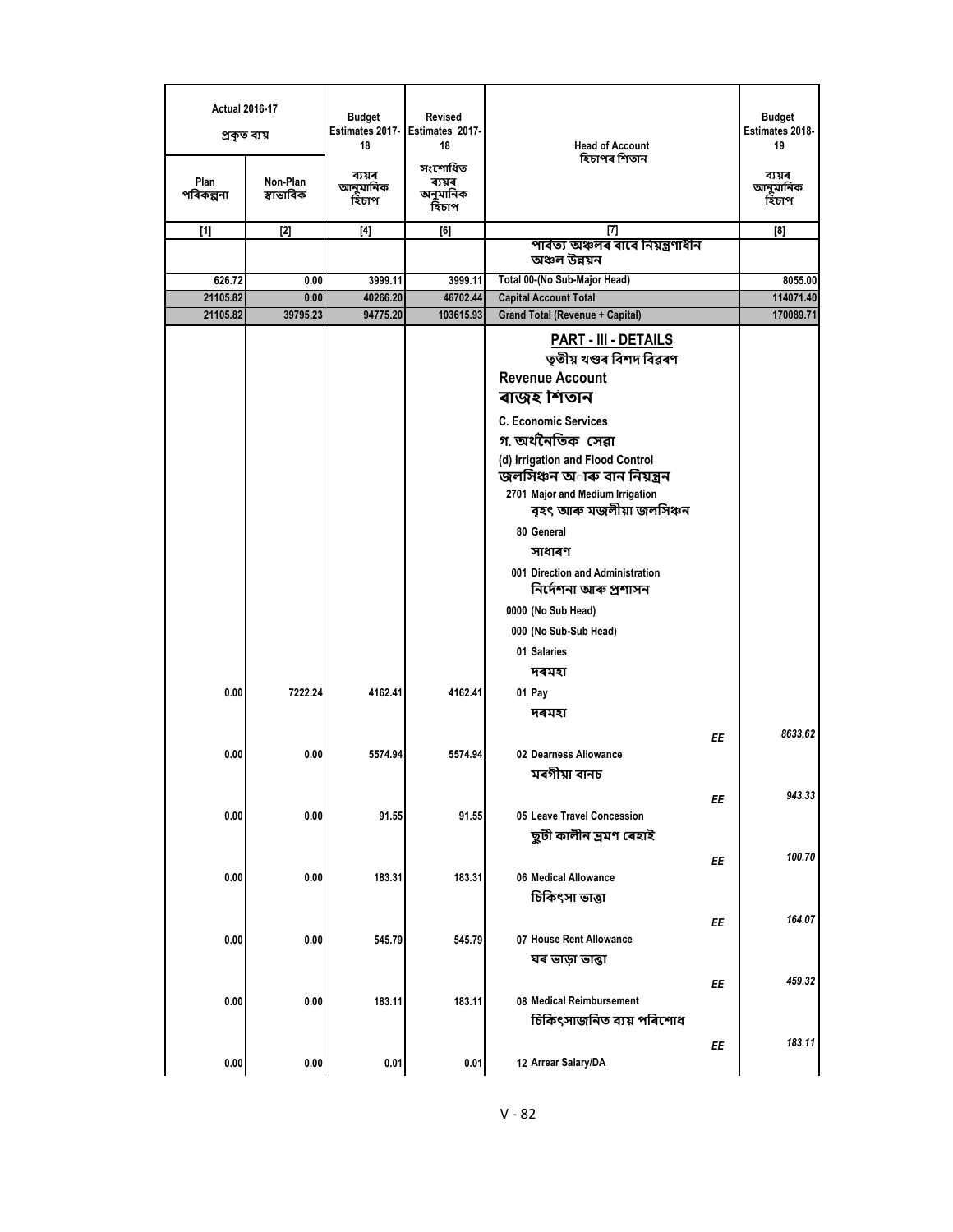| Actual 2016-17 প্ৰকৃত ব্যয় | | Budget Estimates 2017-18 | Revised Estimates 2017-18 | Head of Account হিচাপৰ শিতান | | Budget Estimates 2018-19 |
|---|---|---|---|---|---|---|
| Plan পৰিকল্পনা | Non-Plan স্বাভাবিক | ব্যয়ৰ আনুমানিক হিচাপ | সংশোধিত ব্যয়ৰ অনুমানিক হিচাপ | | | ব্যয়ৰ আনুমানিক হিচাপ |
| [1] | [2] | [4] | [6] | [7] | | [8] |
| | | | | পাৰ্বত্য অঞ্চলৰ বাবে নিয়ন্ত্ৰণাধীন অঞ্চল উন্নয়ন | | |
| 626.72 | 0.00 | 3999.11 | 3999.11 | Total 00-(No Sub-Major Head) | | 8055.00 |
| 21105.82 | 0.00 | 40266.20 | 46702.44 | Capital Account Total | | 114071.40 |
| 21105.82 | 39795.23 | 94775.20 | 103615.93 | Grand Total (Revenue + Capital) | | 170089.71 |
| | | | | **PART - III - DETAILS** তৃতীয় খণ্ডৰ বিশদ বিৱৰণ | | |
| | | | | **Revenue Account** ৰাজহ শিতান | | |
| | | | | C. Economic Services গ. অৰ্থনৈতিক সেৱা | | |
| | | | | (d) Irrigation and Flood Control জলসিঞ্চন অ ৰু বান নিয়ন্ত্ৰন | | |
| | | | | 2701 Major and Medium Irrigation বৃহৎ আৰু মজলীয়া জলসিঞ্চন | | |
| | | | | 80 General সাধাৰণ | | |
| | | | | 001 Direction and Administration নিৰ্দেশনা আৰু প্ৰশাসন | | |
| | | | | 0000 (No Sub Head) | | |
| | | | | 000 (No Sub-Sub Head) | | |
| | | | | 01 Salaries দৰমহা | | |
| 0.00 | 7222.24 | 4162.41 | 4162.41 | 01 Pay দৰমহা | EE | 8633.62 |
| 0.00 | 0.00 | 5574.94 | 5574.94 | 02 Dearness Allowance মৰগীয়া বানচ | EE | 943.33 |
| 0.00 | 0.00 | 91.55 | 91.55 | 05 Leave Travel Concession ছুটী কালীন ভ্ৰমণ ৰেহাই | EE | 100.70 |
| 0.00 | 0.00 | 183.31 | 183.31 | 06 Medical Allowance চিকিৎসা ভাত্তা | EE | 164.07 |
| 0.00 | 0.00 | 545.79 | 545.79 | 07 House Rent Allowance ঘৰ ভাড়া ভাত্তা | EE | 459.32 |
| 0.00 | 0.00 | 183.11 | 183.11 | 08 Medical Reimbursement চিকিৎসাজনিত ব্যয় পৰিশোধ | EE | 183.11 |
| 0.00 | 0.00 | 0.01 | 0.01 | 12 Arrear Salary/DA | | |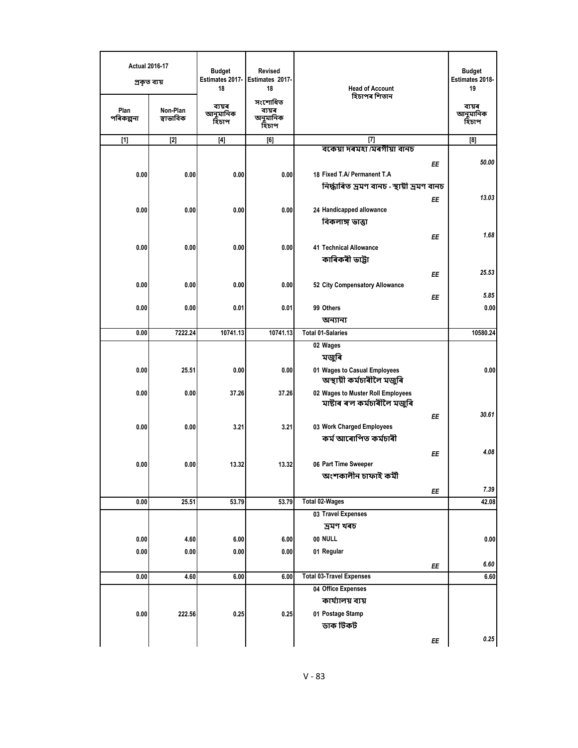| Actual 2016-17 প্ৰকৃত ব্যয় | | Budget Estimates 2017-18 | Revised Estimates 2017-18 | Head of Account হিচাপৰ শিতান | | Budget Estimates 2018-19 |
|---|---|---|---|---|---|---|
| Plan পৰিকল্পনা | Non-Plan স্বাভাৱিক | ব্যয়ৰ আনুমানিক হিচাপ | সংশোধিত ব্যয়ৰ অনুমানিক হিচাপ | | | ব্যয়ৰ আনুমানিক হিচাপ |
| [1] | [2] | [4] | [6] | [7] | | [8] |
| | | | | বকেয়া দৰমহা /মৰগীয়া বানচ | | |
| | | | | | EE | 50.00 |
| 0.00 | 0.00 | 0.00 | 0.00 | 18 Fixed T.A/ Permanent T.A নিৰ্দ্ধাৰিত ভ্ৰমণ বানচ - স্থায়ী ভ্ৰমণ বানচ | | |
| | | | | | EE | 13.03 |
| 0.00 | 0.00 | 0.00 | 0.00 | 24 Handicapped allowance বিকলাঙ্গ ভাত্তা | | |
| | | | | | EE | 1.68 |
| 0.00 | 0.00 | 0.00 | 0.00 | 41 Technical Allowance কাৰিকৰী ভাট্টা | | |
| | | | | | EE | 25.53 |
| 0.00 | 0.00 | 0.00 | 0.00 | 52 City Compensatory Allowance | | |
| | | | | | EE | 5.85 |
| 0.00 | 0.00 | 0.01 | 0.01 | 99 Others অন্যান্য | | 0.00 |
| 0.00 | 7222.24 | 10741.13 | 10741.13 | Total 01-Salaries | | 10580.24 |
| | | | | 02 Wages মজুৰি | | |
| 0.00 | 25.51 | 0.00 | 0.00 | 01 Wages to Casual Employees অস্থায়ী কৰ্মচাৰীলৈ মজুৰি | | 0.00 |
| 0.00 | 0.00 | 37.26 | 37.26 | 02 Wages to Muster Roll Employees মাষ্টাৰ ৰল কৰ্মচাৰীলৈ মজুৰি | | |
| | | | | | EE | 30.61 |
| 0.00 | 0.00 | 3.21 | 3.21 | 03 Work Charged Employees কৰ্ম আৰোপিত কৰ্মচাৰী | | |
| | | | | | EE | 4.08 |
| 0.00 | 0.00 | 13.32 | 13.32 | 06 Part Time Sweeper অংশকালীন চাফাই কৰ্মী | | |
| | | | | | EE | 7.39 |
| 0.00 | 25.51 | 53.79 | 53.79 | Total 02-Wages | | 42.08 |
| | | | | 03 Travel Expenses ভ্ৰমণ খৰচ | | |
| 0.00 | 4.60 | 6.00 | 6.00 | 00 NULL | | 0.00 |
| 0.00 | 0.00 | 0.00 | 0.00 | 01 Regular | | |
| | | | | | EE | 6.60 |
| 0.00 | 4.60 | 6.00 | 6.00 | Total 03-Travel Expenses | | 6.60 |
| | | | | 04 Office Expenses কাৰ্য্যালয় ব্যয় | | |
| 0.00 | 222.56 | 0.25 | 0.25 | 01 Postage Stamp ডাক টিকট | | |
| | | | | | EE | 0.25 |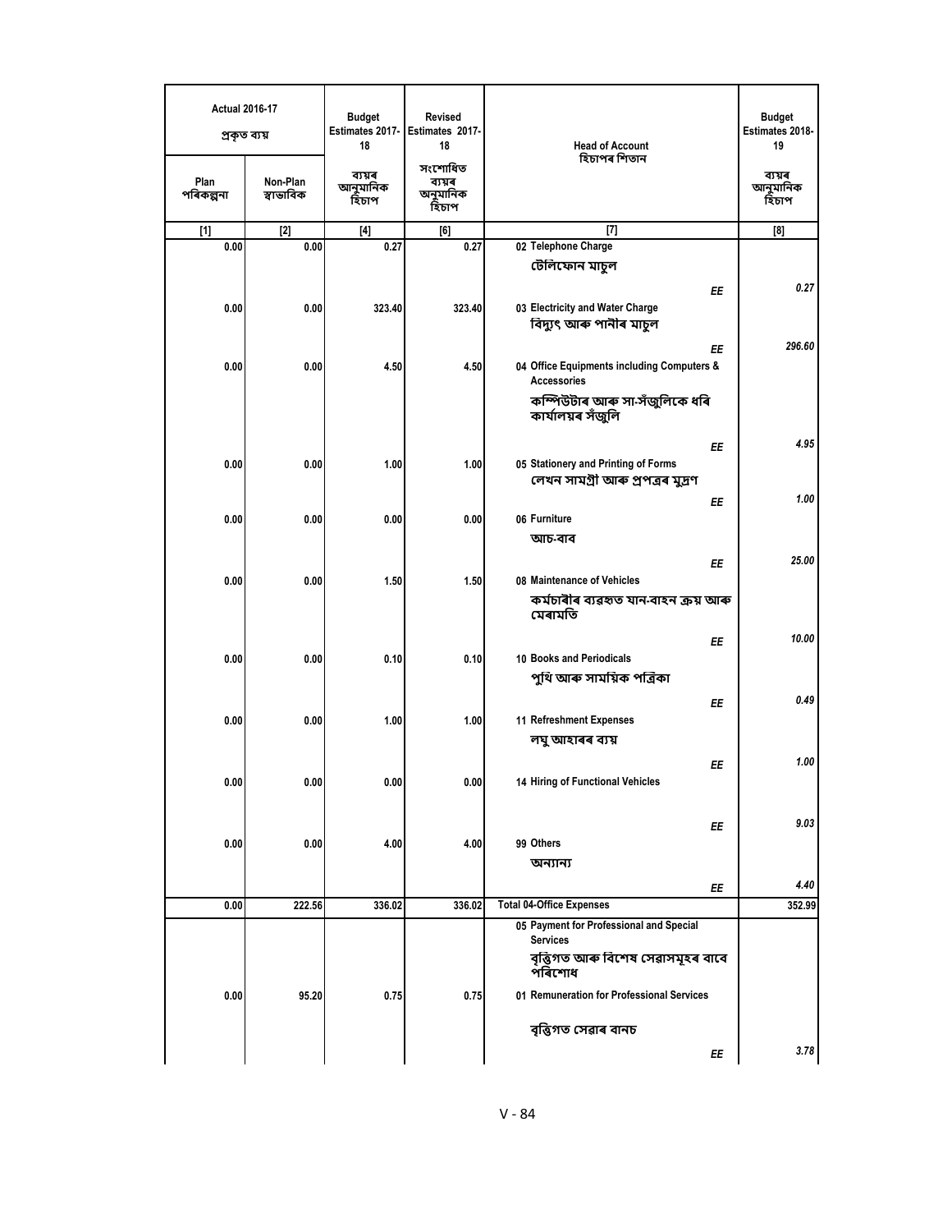| Actual 2016-17 প্ৰকৃত ব্যয় | | Budget Estimates 2017-18 | Revised Estimates 2017-18 | Head of Account হিচাপৰ শিতান | | Budget Estimates 2018-19 |
|---|---|---|---|---|---|---|
| Plan পৰিকল্পনা | Non-Plan স্বাভাবিক | ব্যয়ৰ আনুমানিক হিচাপ | সংশোধিত ব্যয়ৰ অনুমানিক হিচাপ | | | ব্যয়ৰ আনুমানিক হিচাপ |
| [1] | [2] | [4] | [6] | [7] | | [8] |
| 0.00 | 0.00 | 0.27 | 0.27 | 02 Telephone Charge টেলিফোন মাচুল | EE | 0.27 |
| 0.00 | 0.00 | 323.40 | 323.40 | 03 Electricity and Water Charge বিদ্যুৎ আৰু পানীৰ মাচুল | EE | 296.60 |
| 0.00 | 0.00 | 4.50 | 4.50 | 04 Office Equipments including Computers & Accessories কম্পিউটাৰ আৰু সা-সঁজুলিকে ধৰি কাৰ্যালয়ৰ সঁজুলি | EE | 4.95 |
| 0.00 | 0.00 | 1.00 | 1.00 | 05 Stationery and Printing of Forms লেখন সামগ্ৰী আৰু প্ৰপত্ৰৰ মুদ্ৰণ | EE | 1.00 |
| 0.00 | 0.00 | 0.00 | 0.00 | 06 Furniture আচ-বাব | EE | 25.00 |
| 0.00 | 0.00 | 1.50 | 1.50 | 08 Maintenance of Vehicles কৰ্মচাৰীৰ ব্যৱহৃত যান-বাহন ক্ৰয় আৰু মেৰামতি | EE | 10.00 |
| 0.00 | 0.00 | 0.10 | 0.10 | 10 Books and Periodicals পুথি আৰু সাময়িক পত্ৰিকা | EE | 0.49 |
| 0.00 | 0.00 | 1.00 | 1.00 | 11 Refreshment Expenses লঘু আহাৰৰ ব্যয় | EE | 1.00 |
| 0.00 | 0.00 | 0.00 | 0.00 | 14 Hiring of Functional Vehicles | EE | 9.03 |
| 0.00 | 0.00 | 4.00 | 4.00 | 99 Others অন্যান্য | EE | 4.40 |
| 0.00 | 222.56 | 336.02 | 336.02 | Total 04-Office Expenses | | 352.99 |
| | | | | 05 Payment for Professional and Special Services বৃত্তিগত আৰু বিশেষ সেৱাসমূহৰ বাবে পৰিশোধ | | |
| 0.00 | 95.20 | 0.75 | 0.75 | 01 Remuneration for Professional Services বৃত্তিগত সেৱাৰ বানচ | EE | 3.78 |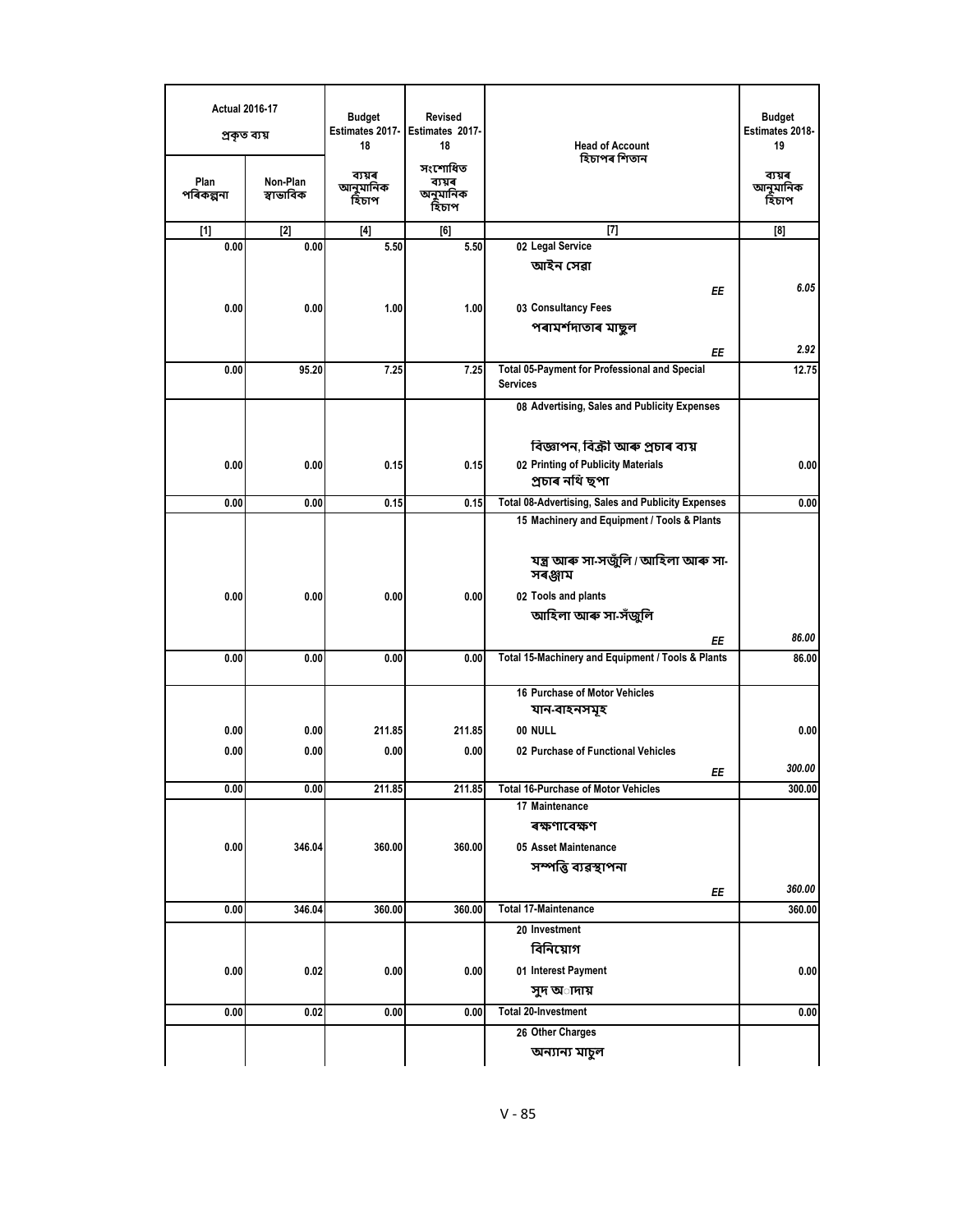| Actual 2016-17 প্ৰকৃত ব্যয় | | Budget Estimates 2017-18 | Revised Estimates 2017-18 | Head of Account হিচাপৰ শিতান | Budget Estimates 2018-19 |
|---|---|---|---|---|---|
| Plan পৰিকল্পনা | Non-Plan স্বাভাবিক | ব্যয়ৰ আনুমানিক হিচাপ | সংশোধিত ব্যয়ৰ অনুমানিক হিচাপ | | ব্যয়ৰ আনুমানিক হিচাপ |
| [1] | [2] | [4] | [6] | [7] | [8] |
| 0.00 | 0.00 | 5.50 | 5.50 | 02 Legal Service আইন সেৱা *EE* | *6.05* |
| 0.00 | 0.00 | 1.00 | 1.00 | 03 Consultancy Fees পৰামৰ্শদাতাৰ মাচুল *EE* | *2.92* |
| 0.00 | 95.20 | 7.25 | 7.25 | **Total 05-Payment for Professional and Special Services** | 12.75 |
| | | | | 08 Advertising, Sales and Publicity Expenses বিজ্ঞাপন, বিক্ৰী আৰু প্ৰচাৰ ব্যয় | |
| 0.00 | 0.00 | 0.15 | 0.15 | 02 Printing of Publicity Materials প্ৰচাৰ নথি ছপা | 0.00 |
| 0.00 | 0.00 | 0.15 | 0.15 | **Total 08-Advertising, Sales and Publicity Expenses** | 0.00 |
| | | | | 15 Machinery and Equipment / Tools & Plants যন্ত্ৰ আৰু সা-সজুঁলি / আহিলা আৰু সা-সৰঞ্জাম | |
| 0.00 | 0.00 | 0.00 | 0.00 | 02 Tools and plants আহিলা আৰু সা-সঁজুলি *EE* | *86.00* |
| 0.00 | 0.00 | 0.00 | 0.00 | **Total 15-Machinery and Equipment / Tools & Plants** | 86.00 |
| | | | | 16 Purchase of Motor Vehicles যান-বাহনসমূহ | |
| 0.00 | 0.00 | 211.85 | 211.85 | 00 NULL | 0.00 |
| 0.00 | 0.00 | 0.00 | 0.00 | 02 Purchase of Functional Vehicles *EE* | *300.00* |
| 0.00 | 0.00 | 211.85 | 211.85 | **Total 16-Purchase of Motor Vehicles** | 300.00 |
| | | | | 17 Maintenance ৰক্ষণাবেক্ষণ | |
| 0.00 | 346.04 | 360.00 | 360.00 | 05 Asset Maintenance সম্পত্তি ব্যৱস্থাপনা *EE* | *360.00* |
| 0.00 | 346.04 | 360.00 | 360.00 | **Total 17-Maintenance** | 360.00 |
| | | | | 20 Investment বিনিয়োগ | |
| 0.00 | 0.02 | 0.00 | 0.00 | 01 Interest Payment সুদ আদায় | 0.00 |
| 0.00 | 0.02 | 0.00 | 0.00 | **Total 20-Investment** | 0.00 |
| | | | | 26 Other Charges অন্যান্য মাচুল | |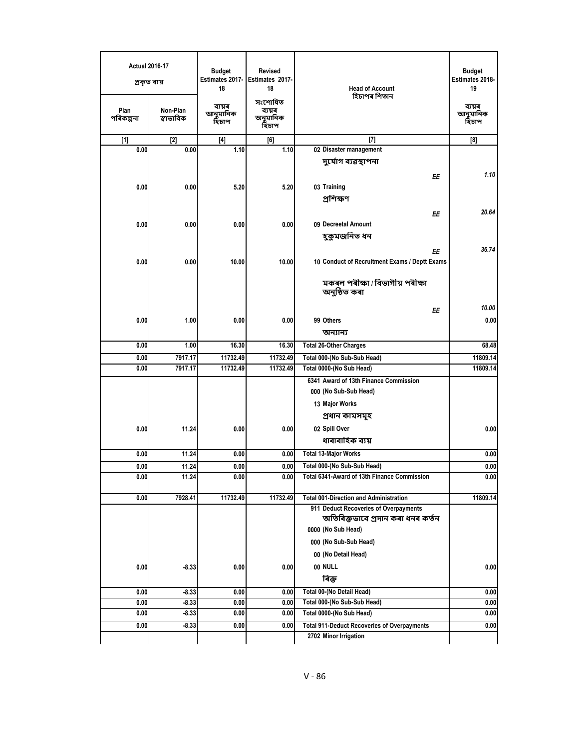| Actual 2016-17 প্ৰকৃত ব্যয় | | Budget Estimates 2017-18 | Revised Estimates 2017-18 | Head of Account হিচাপৰ শিতান | Budget Estimates 2018-19 |
|---|---|---|---|---|---|
| Plan পৰিকল্পনা | Non-Plan স্বাভাবিক | ব্যয়ৰ আনুমানিক হিচাপ | সংশোধিত ব্যয়ৰ অনুমানিক হিচাপ | | ব্যয়ৰ আনুমানিক হিচাপ |
| [1] | [2] | [4] | [6] | [7] | [8] |
| 0.00 | 0.00 | 1.10 | 1.10 | 02 Disaster management দুৰ্যোগ ব্যৱস্থাপনা | |
| | | | | EE | *1.10* |
| 0.00 | 0.00 | 5.20 | 5.20 | 03 Training প্ৰশিক্ষণ | |
| | | | | EE | *20.64* |
| 0.00 | 0.00 | 0.00 | 0.00 | 09 Decreetal Amount হুকুমজনিত ধন | |
| | | | | EE | *36.74* |
| 0.00 | 0.00 | 10.00 | 10.00 | 10 Conduct of Recruitment Exams / Deptt Exams মকৰল পৰীক্ষা / বিভাগীয় পৰীক্ষা অনুষ্ঠিত কৰা | |
| | | | | EE | *10.00* |
| 0.00 | 1.00 | 0.00 | 0.00 | 99 Others অন্যান্য | 0.00 |
| 0.00 | 1.00 | 16.30 | 16.30 | Total 26-Other Charges | 68.48 |
| 0.00 | 7917.17 | 11732.49 | 11732.49 | Total 000-(No Sub-Sub Head) | 11809.14 |
| 0.00 | 7917.17 | 11732.49 | 11732.49 | Total 0000-(No Sub Head) | 11809.14 |
| | | | | 6341 Award of 13th Finance Commission | |
| | | | | 000 (No Sub-Sub Head) | |
| | | | | 13 Major Works প্ৰধান কামসমূহ | |
| 0.00 | 11.24 | 0.00 | 0.00 | 02 Spill Over ধাৰাবাহিক ব্যয় | 0.00 |
| 0.00 | 11.24 | 0.00 | 0.00 | Total 13-Major Works | 0.00 |
| 0.00 | 11.24 | 0.00 | 0.00 | Total 000-(No Sub-Sub Head) | 0.00 |
| 0.00 | 11.24 | 0.00 | 0.00 | Total 6341-Award of 13th Finance Commission | 0.00 |
| 0.00 | 7928.41 | 11732.49 | 11732.49 | Total 001-Direction and Administration | 11809.14 |
| | | | | 911 Deduct Recoveries of Overpayments অতিৰিক্তভাবে প্ৰদান কৰা ধনৰ কৰ্তন | |
| | | | | 0000 (No Sub Head) | |
| | | | | 000 (No Sub-Sub Head) | |
| | | | | 00 (No Detail Head) | |
| 0.00 | -8.33 | 0.00 | 0.00 | 00 NULL ৰিক্ত | 0.00 |
| 0.00 | -8.33 | 0.00 | 0.00 | Total 00-(No Detail Head) | 0.00 |
| 0.00 | -8.33 | 0.00 | 0.00 | Total 000-(No Sub-Sub Head) | 0.00 |
| 0.00 | -8.33 | 0.00 | 0.00 | Total 0000-(No Sub Head) | 0.00 |
| 0.00 | -8.33 | 0.00 | 0.00 | Total 911-Deduct Recoveries of Overpayments | 0.00 |
| | | | | 2702 Minor Irrigation | |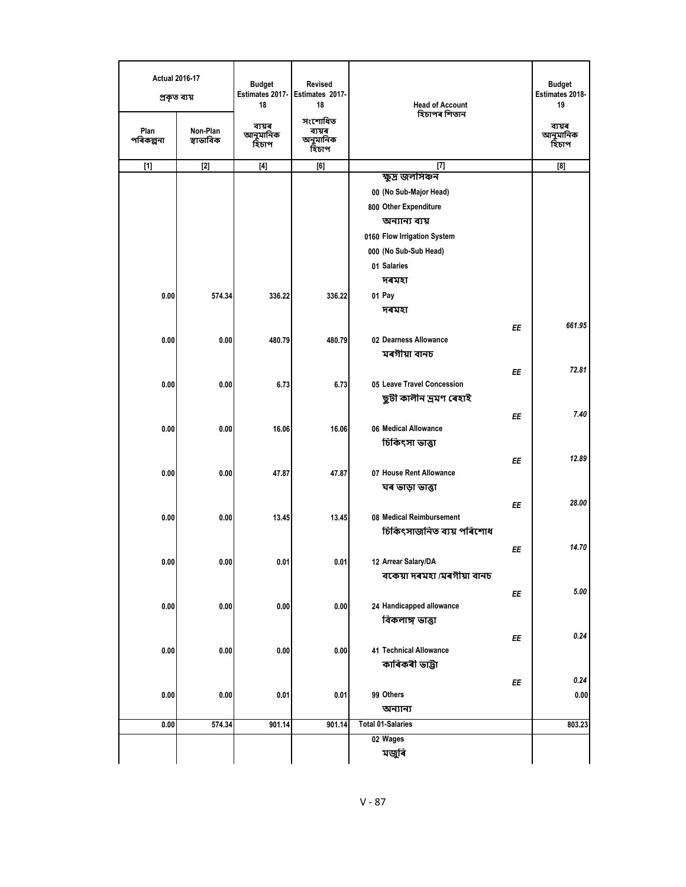| Actual 2016-17 প্ৰকৃত ব্যয় | | Budget Estimates 2017-18 | Revised Estimates 2017-18 | Head of Account হিচাপৰ শিতান | | Budget Estimates 2018-19 |
|---|---|---|---|---|---|---|
| Plan পৰিকল্পনা | Non-Plan স্বাভাবিক | ব্যয়ৰ আনুমানিক হিচাপ | সংশোধিত ব্যয়ৰ অনুমানিক হিচাপ | | | ব্যয়ৰ আনুমানিক হিচাপ |
| [1] | [2] | [4] | [6] | [7] | | [8] |
| | | | | ক্ষুদ্ৰ জলসিঞ্চন | | |
| | | | | 00 (No Sub-Major Head) | | |
| | | | | 800 Other Expenditure অন্যান্য ব্যয় | | |
| | | | | 0160 Flow Irrigation System | | |
| | | | | 000 (No Sub-Sub Head) | | |
| | | | | 01 Salaries দৰমহা | | |
| 0.00 | 574.34 | 336.22 | 336.22 | 01 Pay দৰমহা | EE | 661.95 |
| 0.00 | 0.00 | 480.79 | 480.79 | 02 Dearness Allowance মৰগীয়া বানচ | EE | 72.81 |
| 0.00 | 0.00 | 6.73 | 6.73 | 05 Leave Travel Concession ছুটী কালীন ভ্ৰমণ ৰেহাই | EE | 7.40 |
| 0.00 | 0.00 | 16.06 | 16.06 | 06 Medical Allowance চিকিৎসা ভাত্তা | EE | 12.89 |
| 0.00 | 0.00 | 47.87 | 47.87 | 07 House Rent Allowance ঘৰ ভাড়া ভাত্তা | EE | 28.00 |
| 0.00 | 0.00 | 13.45 | 13.45 | 08 Medical Reimbursement চিকিৎসাজনিত ব্যয় পৰিশোধ | EE | 14.70 |
| 0.00 | 0.00 | 0.01 | 0.01 | 12 Arrear Salary/DA বকেয়া দৰমহা /মৰগীয়া বানচ | EE | 5.00 |
| 0.00 | 0.00 | 0.00 | 0.00 | 24 Handicapped allowance বিকলাঙ্গ ভাত্তা | EE | 0.24 |
| 0.00 | 0.00 | 0.00 | 0.00 | 41 Technical Allowance কাৰিকৰী ভাট্টা | EE | 0.24 |
| 0.00 | 0.00 | 0.01 | 0.01 | 99 Others অন্যান্য | | 0.00 |
| 0.00 | 574.34 | 901.14 | 901.14 | Total 01-Salaries | | 803.23 |
| | | | | 02 Wages মজুৰি | | |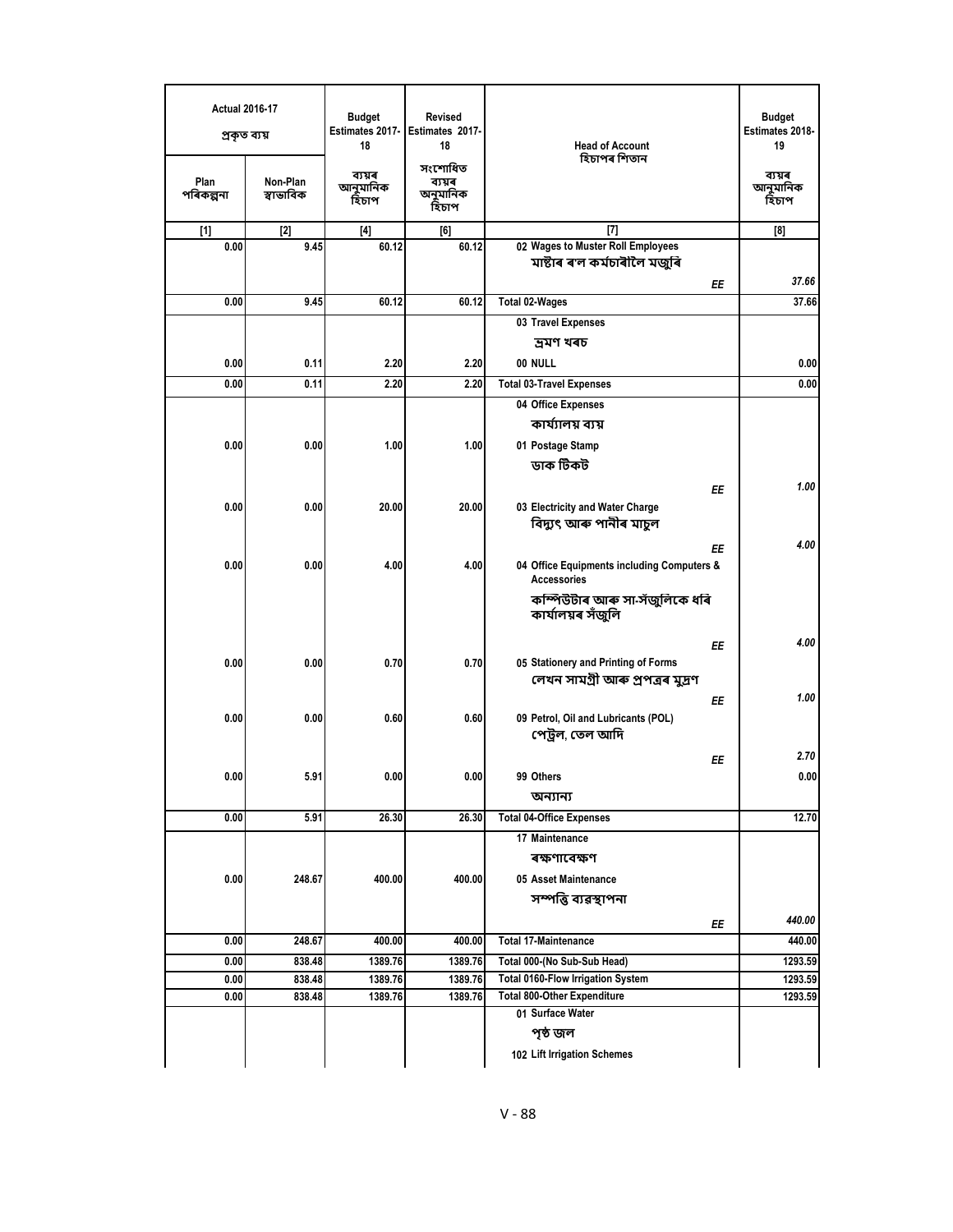| Actual 2016-17 প্ৰকৃত ব্যয় | | Budget Estimates 2017-18 | Revised Estimates 2017-18 | Head of Account হিচাপৰ শিতান | Budget Estimates 2018-19 |
|---|---|---|---|---|---|
| Plan পৰিকল্পনা | Non-Plan স্বাভাৱিক | ব্যয়ৰ আনুমানিক হিচাপ | সংশোধিত ব্যয়ৰ অনুমানিক হিচাপ | | ব্যয়ৰ আনুমানিক হিচাপ |
| [1] | [2] | [4] | [6] | [7] | [8] |
| 0.00 | 9.45 | 60.12 | 60.12 | 02 Wages to Muster Roll Employees মাষ্টাৰ ৰল কৰ্মচাৰীলৈ মজুৰি EE | 37.66 |
| 0.00 | 9.45 | 60.12 | 60.12 | Total 02-Wages | 37.66 |
| | | | | 03 Travel Expenses ভ্ৰমণ খৰচ | |
| 0.00 | 0.11 | 2.20 | 2.20 | 00 NULL | 0.00 |
| 0.00 | 0.11 | 2.20 | 2.20 | Total 03-Travel Expenses | 0.00 |
| | | | | 04 Office Expenses কাৰ্য্যালয় ব্যয় | |
| 0.00 | 0.00 | 1.00 | 1.00 | 01 Postage Stamp ডাক টিকট EE | 1.00 |
| 0.00 | 0.00 | 20.00 | 20.00 | 03 Electricity and Water Charge বিদ্যুৎ আৰু পানীৰ মাচুল EE | 4.00 |
| 0.00 | 0.00 | 4.00 | 4.00 | 04 Office Equipments including Computers & Accessories কম্পিউটাৰ আৰু সা-সঁজুলিকে ধৰি কাৰ্যালয়ৰ সঁজুলি EE | 4.00 |
| 0.00 | 0.00 | 0.70 | 0.70 | 05 Stationery and Printing of Forms লেখন সামগ্ৰী আৰু প্ৰপত্ৰৰ মুদ্ৰণ EE | 1.00 |
| 0.00 | 0.00 | 0.60 | 0.60 | 09 Petrol, Oil and Lubricants (POL) পেট্ৰল, তেল আদি EE | 2.70 |
| 0.00 | 5.91 | 0.00 | 0.00 | 99 Others অন্যান্য | 0.00 |
| 0.00 | 5.91 | 26.30 | 26.30 | Total 04-Office Expenses | 12.70 |
| | | | | 17 Maintenance ৰক্ষণাবেক্ষণ | |
| 0.00 | 248.67 | 400.00 | 400.00 | 05 Asset Maintenance সম্পত্তি ব্যৱস্থাপনা EE | 440.00 |
| 0.00 | 248.67 | 400.00 | 400.00 | Total 17-Maintenance | 440.00 |
| 0.00 | 838.48 | 1389.76 | 1389.76 | Total 000-(No Sub-Sub Head) | 1293.59 |
| 0.00 | 838.48 | 1389.76 | 1389.76 | Total 0160-Flow Irrigation System | 1293.59 |
| 0.00 | 838.48 | 1389.76 | 1389.76 | Total 800-Other Expenditure | 1293.59 |
| | | | | 01 Surface Water পৃষ্ঠ জল | |
| | | | | 102 Lift Irrigation Schemes | |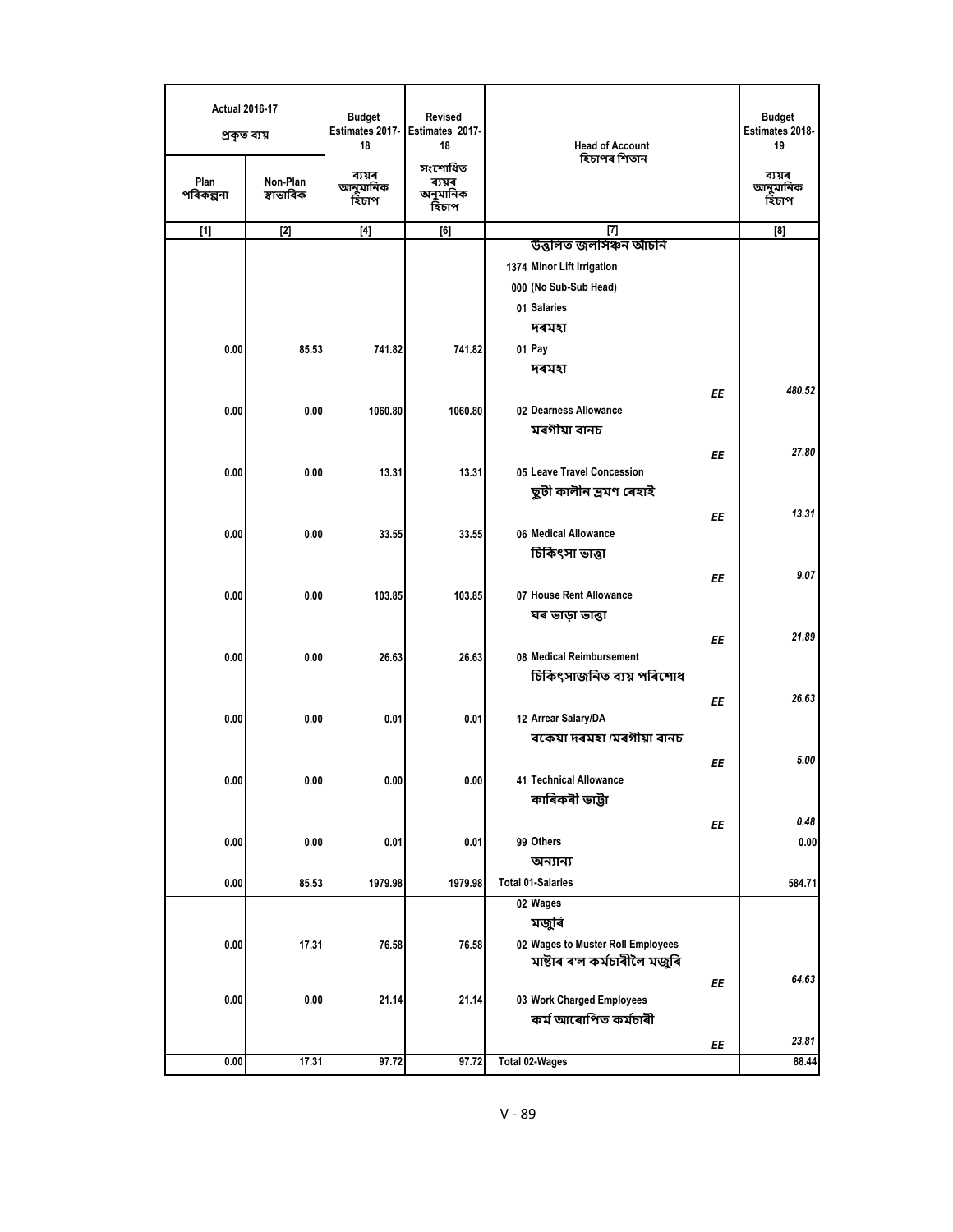| Actual 2016-17 প্ৰকৃত ব্যয় | | Budget Estimates 2017-18 | Revised Estimates 2017-18 | Head of Account হিচাপৰ শিতান | | Budget Estimates 2018-19 |
|---|---|---|---|---|---|---|
| Plan পৰিকল্পনা | Non-Plan স্বাভাবিক | ব্যয়ৰ আনুমানিক হিচাপ | সংশোধিত ব্যয়ৰ আনুমানিক হিচাপ | | | ব্যয়ৰ আনুমানিক হিচাপ |
| [1] | [2] | [4] | [6] | [7] | | [8] |
| | | | | উত্তোলিত জলসিঞ্চন আঁচনি | | |
| | | | | 1374 Minor Lift Irrigation | | |
| | | | | 000 (No Sub-Sub Head) | | |
| | | | | 01 Salaries দৰমহা | | |
| 0.00 | 85.53 | 741.82 | 741.82 | 01 Pay দৰমহা | EE | 480.52 |
| 0.00 | 0.00 | 1060.80 | 1060.80 | 02 Dearness Allowance মৰগীয়া বানচ | EE | 27.80 |
| 0.00 | 0.00 | 13.31 | 13.31 | 05 Leave Travel Concession ছুটী কালীন ভ্ৰমণ ৰেহাই | EE | 13.31 |
| 0.00 | 0.00 | 33.55 | 33.55 | 06 Medical Allowance চিকিৎসা ভাত্তা | EE | 9.07 |
| 0.00 | 0.00 | 103.85 | 103.85 | 07 House Rent Allowance ঘৰ ভাড়া ভাত্তা | EE | 21.89 |
| 0.00 | 0.00 | 26.63 | 26.63 | 08 Medical Reimbursement চিকিৎসাজনিত ব্যয় পৰিশোধ | EE | 26.63 |
| 0.00 | 0.00 | 0.01 | 0.01 | 12 Arrear Salary/DA বকেয়া দৰমহা /মৰগীয়া বানচ | EE | 5.00 |
| 0.00 | 0.00 | 0.00 | 0.00 | 41 Technical Allowance কাৰিকৰী ভাট্টা | EE | 0.48 |
| 0.00 | 0.00 | 0.01 | 0.01 | 99 Others অন্যান্য | | 0.00 |
| 0.00 | 85.53 | 1979.98 | 1979.98 | Total 01-Salaries | | 584.71 |
| | | | | 02 Wages মজুৰি | | |
| 0.00 | 17.31 | 76.58 | 76.58 | 02 Wages to Muster Roll Employees মাষ্টাৰ ৰল কৰ্মচাৰীলৈ মজুৰি | EE | 64.63 |
| 0.00 | 0.00 | 21.14 | 21.14 | 03 Work Charged Employees কৰ্ম আৰোপিত কৰ্মচাৰী | EE | 23.81 |
| 0.00 | 17.31 | 97.72 | 97.72 | Total 02-Wages | | 88.44 |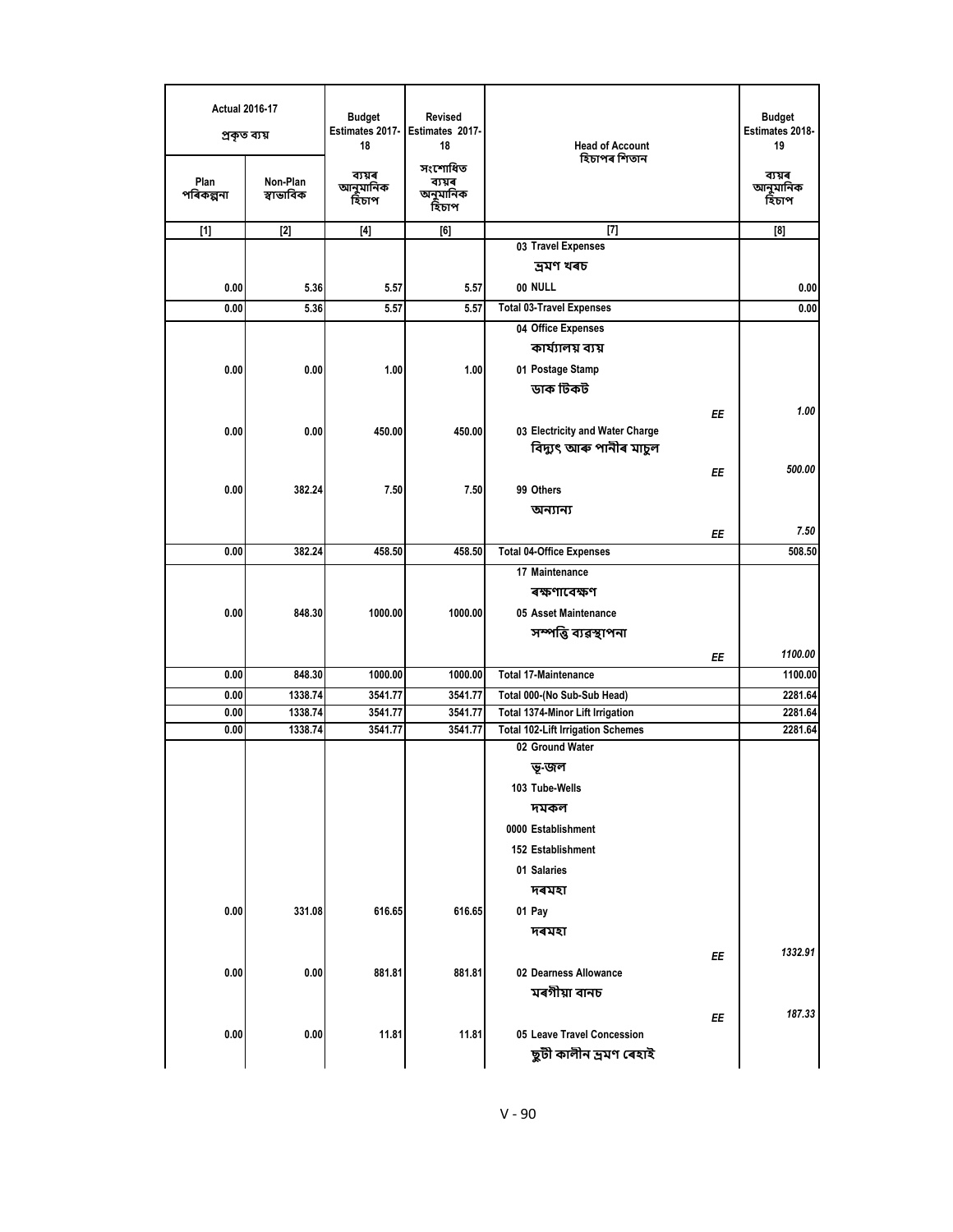| Actual 2016-17 প্ৰকৃত ব্যয় | | Budget Estimates 2017-18 | Revised Estimates 2017-18 | Head of Account হিচাপৰ শিতান | | Budget Estimates 2018-19 |
|---|---|---|---|---|---|---|
| Plan পৰিকল্পনা | Non-Plan স্বাভাবিক | ব্যয়ৰ আনুমানিক হিচাপ | সংশোধিত ব্যয়ৰ অনুমানিক হিচাপ | | | ব্যয়ৰ আনুমানিক হিচাপ |
| [1] | [2] | [4] | [6] | [7] | | [8] |
| | | | | 03 Travel Expenses ভ্ৰমণ খৰচ | | |
| 0.00 | 5.36 | 5.57 | 5.57 | 00 NULL | | 0.00 |
| 0.00 | 5.36 | 5.57 | 5.57 | Total 03-Travel Expenses | | 0.00 |
| | | | | 04 Office Expenses কাৰ্য্যালয় ব্যয় | | |
| 0.00 | 0.00 | 1.00 | 1.00 | 01 Postage Stamp ডাক টিকট | EE | 1.00 |
| 0.00 | 0.00 | 450.00 | 450.00 | 03 Electricity and Water Charge বিদ্যুৎ আৰু পানীৰ মাচুল | EE | 500.00 |
| 0.00 | 382.24 | 7.50 | 7.50 | 99 Others অন্যান্য | EE | 7.50 |
| 0.00 | 382.24 | 458.50 | 458.50 | Total 04-Office Expenses | | 508.50 |
| | | | | 17 Maintenance ৰক্ষণাবেক্ষণ | | |
| 0.00 | 848.30 | 1000.00 | 1000.00 | 05 Asset Maintenance সম্পত্তি ব্যৱস্থাপনা | EE | 1100.00 |
| 0.00 | 848.30 | 1000.00 | 1000.00 | Total 17-Maintenance | | 1100.00 |
| 0.00 | 1338.74 | 3541.77 | 3541.77 | Total 000-(No Sub-Sub Head) | | 2281.64 |
| 0.00 | 1338.74 | 3541.77 | 3541.77 | Total 1374-Minor Lift Irrigation | | 2281.64 |
| 0.00 | 1338.74 | 3541.77 | 3541.77 | Total 102-Lift Irrigation Schemes | | 2281.64 |
| | | | | 02 Ground Water ভূ-জল | | |
| | | | | 103 Tube-Wells দমকল | | |
| | | | | 0000 Establishment | | |
| | | | | 152 Establishment | | |
| | | | | 01 Salaries দৰমহা | | |
| 0.00 | 331.08 | 616.65 | 616.65 | 01 Pay দৰমহা | EE | 1332.91 |
| 0.00 | 0.00 | 881.81 | 881.81 | 02 Dearness Allowance মৰগীয়া বানচ | EE | 187.33 |
| 0.00 | 0.00 | 11.81 | 11.81 | 05 Leave Travel Concession ছুটী কালীন ভ্ৰমণ ৰেহাই | | |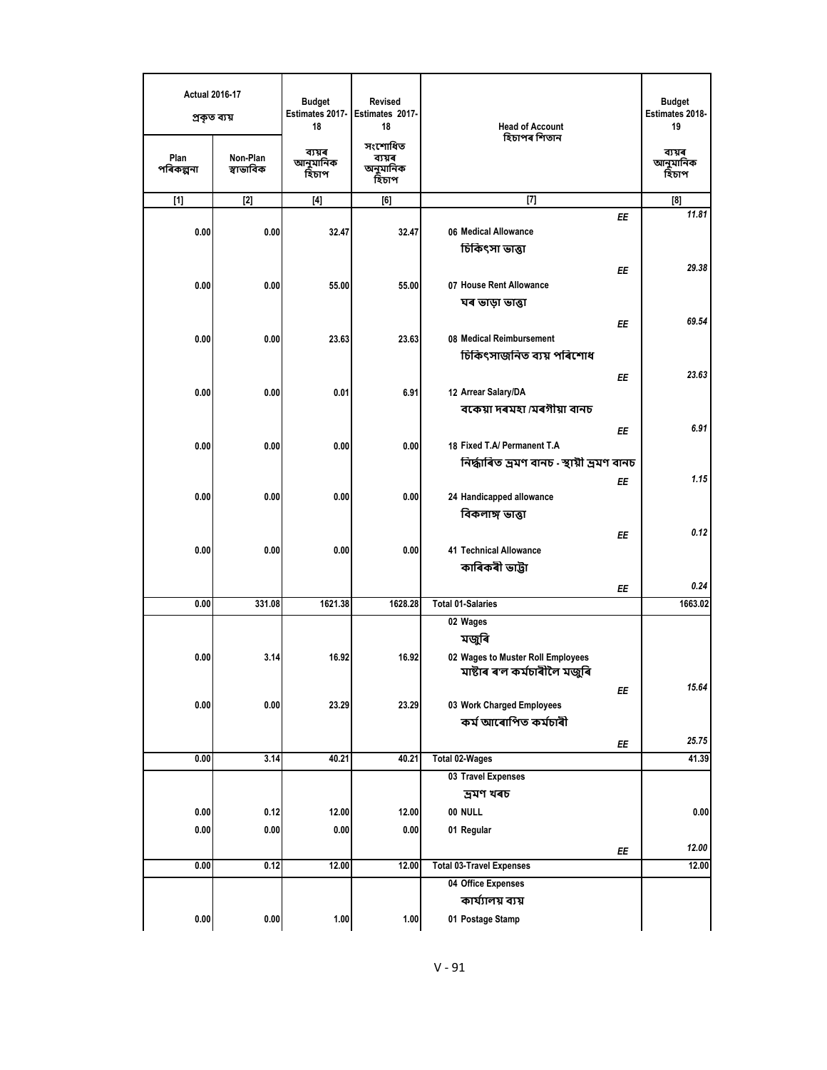| Actual 2016-17 প্ৰকৃত ব্যয় | | Budget Estimates 2017-18 | Revised Estimates 2017-18 | Head of Account হিচাপৰ শিতান | Budget Estimates 2018-19 |
|---|---|---|---|---|---|
| Plan পৰিকল্পনা | Non-Plan স্বাভাবিক | ব্যয়ৰ আনুমানিক হিচাপ | সংশোধিত ব্যয়ৰ অনুমানিক হিচাপ | | ব্যয়ৰ আনুমানিক হিচাপ |
| [1] | [2] | [4] | [6] | [7] | [8] |
| | | | | EE | 11.81 |
| 0.00 | 0.00 | 32.47 | 32.47 | 06 Medical Allowance চিকিৎসা ভাত্তা | |
| | | | | EE | 29.38 |
| 0.00 | 0.00 | 55.00 | 55.00 | 07 House Rent Allowance ঘৰ ভাড়া ভাত্তা | |
| | | | | EE | 69.54 |
| 0.00 | 0.00 | 23.63 | 23.63 | 08 Medical Reimbursement চিকিৎসাজনিত ব্যয় পৰিশোধ | |
| | | | | EE | 23.63 |
| 0.00 | 0.00 | 0.01 | 6.91 | 12 Arrear Salary/DA বকেয়া দৰমহা /মৰগীয়া বানচ | |
| | | | | EE | 6.91 |
| 0.00 | 0.00 | 0.00 | 0.00 | 18 Fixed T.A/ Permanent T.A নিৰ্দ্ধাৰিত ভ্ৰমণ বানচ - স্থায়ী ভ্ৰমণ বানচ | |
| | | | | EE | 1.15 |
| 0.00 | 0.00 | 0.00 | 0.00 | 24 Handicapped allowance বিকলাঙ্গ ভাত্তা | |
| | | | | EE | 0.12 |
| 0.00 | 0.00 | 0.00 | 0.00 | 41 Technical Allowance কাৰিকৰী ভাট্টা | |
| | | | | EE | 0.24 |
| 0.00 | 331.08 | 1621.38 | 1628.28 | Total 01-Salaries | 1663.02 |
| | | | | 02 Wages মজুৰি | |
| 0.00 | 3.14 | 16.92 | 16.92 | 02 Wages to Muster Roll Employees মাষ্টাৰ ৰল কৰ্মচাৰীলৈ মজুৰি | |
| | | | | EE | 15.64 |
| 0.00 | 0.00 | 23.29 | 23.29 | 03 Work Charged Employees কৰ্ম আৰোপিত কৰ্মচাৰী | |
| | | | | EE | 25.75 |
| 0.00 | 3.14 | 40.21 | 40.21 | Total 02-Wages | 41.39 |
| | | | | 03 Travel Expenses ভ্ৰমণ খৰচ | |
| 0.00 | 0.12 | 12.00 | 12.00 | 00 NULL | 0.00 |
| 0.00 | 0.00 | 0.00 | 0.00 | 01 Regular | |
| | | | | EE | 12.00 |
| 0.00 | 0.12 | 12.00 | 12.00 | Total 03-Travel Expenses | 12.00 |
| | | | | 04 Office Expenses কাৰ্য্যালয় ব্যয় | |
| 0.00 | 0.00 | 1.00 | 1.00 | 01 Postage Stamp | |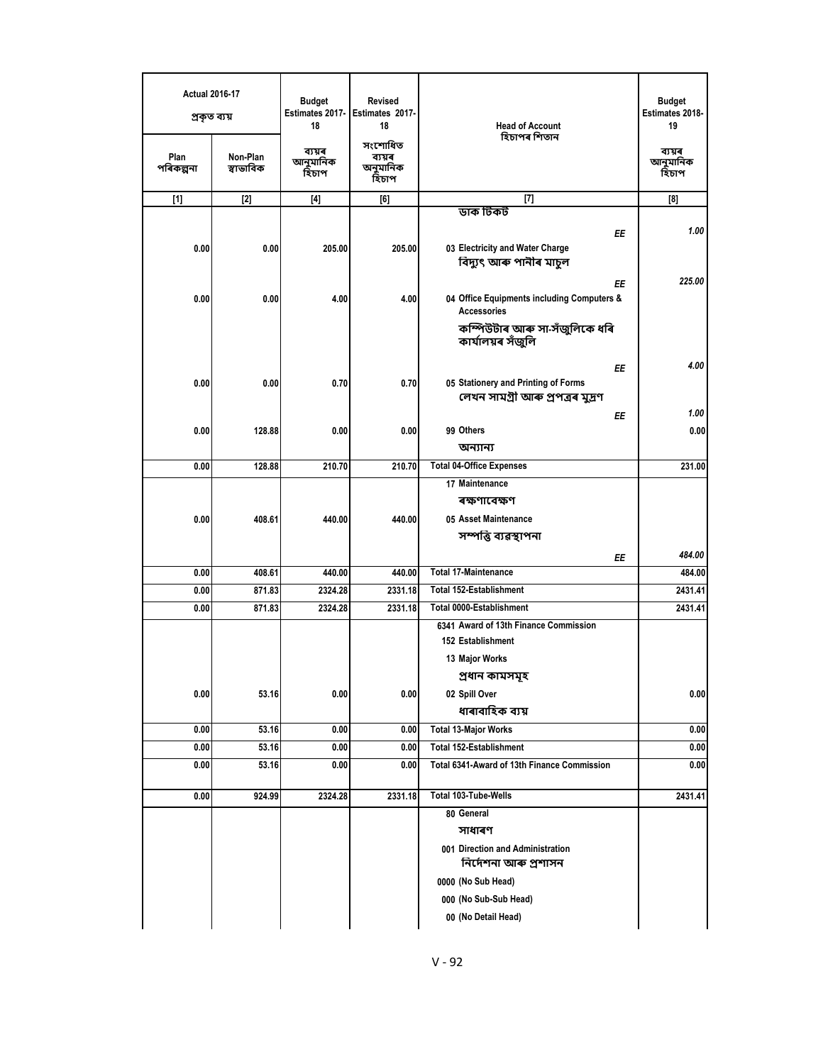| Actual 2016-17 প্ৰকৃত ব্যয় | | Budget Estimates 2017-18 | Revised Estimates 2017-18 | Head of Account হিচাপৰ শিতান | Budget Estimates 2018-19 |
|---|---|---|---|---|---|
| Plan পৰিকল্পনা | Non-Plan স্বাভাবিক | ব্যয়ৰ আনুমানিক হিচাপ | সংশোধিত ব্যয়ৰ অনুমানিক হিচাপ | | ব্যয়ৰ আনুমানিক হিচাপ |
| [1] | [2] | [4] | [6] | [7] | [8] |
| | | | | ডাক টিকট | |
| | | | | EE | 1.00 |
| 0.00 | 0.00 | 205.00 | 205.00 | 03 Electricity and Water Charge বিদ্যুৎ আৰু পানীৰ মাচুল | |
| | | | | EE | 225.00 |
| 0.00 | 0.00 | 4.00 | 4.00 | 04 Office Equipments including Computers & Accessories কম্পিউটাৰ আৰু সা-সঁজুলিকে ধৰি কাৰ্যালয়ৰ সঁজুলি | |
| | | | | EE | 4.00 |
| 0.00 | 0.00 | 0.70 | 0.70 | 05 Stationery and Printing of Forms লেখন সামগ্ৰী আৰু প্ৰপত্ৰৰ মুদ্ৰণ | |
| | | | | EE | 1.00 |
| 0.00 | 128.88 | 0.00 | 0.00 | 99 Others অন্যান্য | 0.00 |
| 0.00 | 128.88 | 210.70 | 210.70 | Total 04-Office Expenses | 231.00 |
| | | | | 17 Maintenance ৰক্ষণাবেক্ষণ | |
| 0.00 | 408.61 | 440.00 | 440.00 | 05 Asset Maintenance সম্পত্তি ব্যৱস্থাপনা | |
| | | | | EE | 484.00 |
| 0.00 | 408.61 | 440.00 | 440.00 | Total 17-Maintenance | 484.00 |
| 0.00 | 871.83 | 2324.28 | 2331.18 | Total 152-Establishment | 2431.41 |
| 0.00 | 871.83 | 2324.28 | 2331.18 | Total 0000-Establishment | 2431.41 |
| | | | | 6341 Award of 13th Finance Commission | |
| | | | | 152 Establishment | |
| | | | | 13 Major Works প্ৰধান কামসমূহ | |
| 0.00 | 53.16 | 0.00 | 0.00 | 02 Spill Over ধাৰাবাহিক ব্যয় | 0.00 |
| 0.00 | 53.16 | 0.00 | 0.00 | Total 13-Major Works | 0.00 |
| 0.00 | 53.16 | 0.00 | 0.00 | Total 152-Establishment | 0.00 |
| 0.00 | 53.16 | 0.00 | 0.00 | Total 6341-Award of 13th Finance Commission | 0.00 |
| 0.00 | 924.99 | 2324.28 | 2331.18 | Total 103-Tube-Wells | 2431.41 |
| | | | | 80 General সাধাৰণ | |
| | | | | 001 Direction and Administration নিৰ্দেশনা আৰু প্ৰশাসন | |
| | | | | 0000 (No Sub Head) | |
| | | | | 000 (No Sub-Sub Head) | |
| | | | | 00 (No Detail Head) | |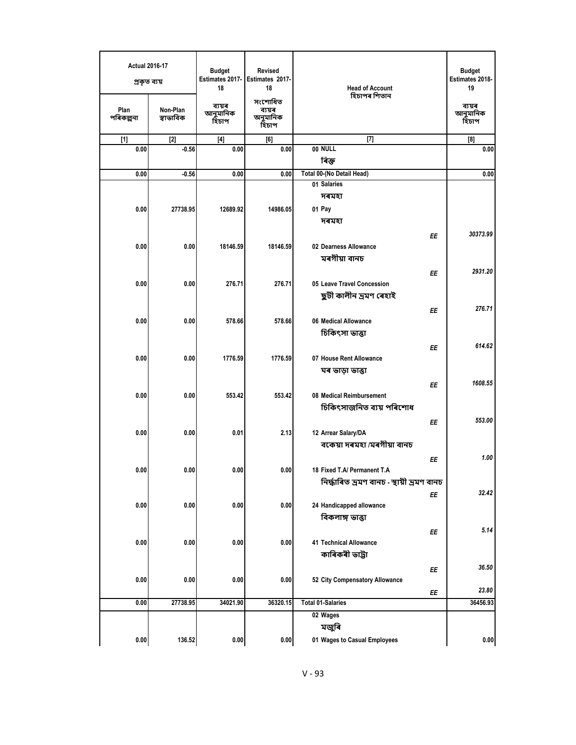| Actual 2016-17 প্ৰকৃত ব্যয় | | Budget Estimates 2017-18 | Revised Estimates 2017-18 | Head of Account হিচাপৰ শিতান | | Budget Estimates 2018-19 |
|---|---|---|---|---|---|---|
| Plan পৰিকল্পনা | Non-Plan স্বাভাবিক | ব্যয়ৰ আনুমানিক হিচাপ | সংশোধিত ব্যয়ৰ আনুমানিক হিচাপ | | | ব্যয়ৰ আনুমানিক হিচাপ |
| [1] | [2] | [4] | [6] | [7] | | [8] |
| 0.00 | -0.56 | 0.00 | 0.00 | 00 NULL ৰিক্ত | | 0.00 |
| 0.00 | -0.56 | 0.00 | 0.00 | Total 00-(No Detail Head) | | 0.00 |
| | | | | 01 Salaries দৰমহা | | |
| 0.00 | 27738.95 | 12689.92 | 14986.05 | 01 Pay দৰমহা | EE | 30373.99 |
| 0.00 | 0.00 | 18146.59 | 18146.59 | 02 Dearness Allowance মৰগীয়া বানচ | EE | 2931.20 |
| 0.00 | 0.00 | 276.71 | 276.71 | 05 Leave Travel Concession ছুটী কালীন ভ্ৰমণ ৰেহাই | EE | 276.71 |
| 0.00 | 0.00 | 578.66 | 578.66 | 06 Medical Allowance চিকিৎসা ভাত্তা | EE | 614.62 |
| 0.00 | 0.00 | 1776.59 | 1776.59 | 07 House Rent Allowance ঘৰ ভাড়া ভাত্তা | EE | 1608.55 |
| 0.00 | 0.00 | 553.42 | 553.42 | 08 Medical Reimbursement চিকিৎসাজনিত ব্যয় পৰিশোধ | EE | 553.00 |
| 0.00 | 0.00 | 0.01 | 2.13 | 12 Arrear Salary/DA বকেয়া দৰমহা /মৰগীয়া বানচ | EE | 1.00 |
| 0.00 | 0.00 | 0.00 | 0.00 | 18 Fixed T.A/ Permanent T.A নিৰ্দ্ধাৰিত ভ্ৰমণ বানচ - স্থায়ী ভ্ৰমণ বানচ | EE | 32.42 |
| 0.00 | 0.00 | 0.00 | 0.00 | 24 Handicapped allowance বিকলাঙ্গ ভাত্তা | EE | 5.14 |
| 0.00 | 0.00 | 0.00 | 0.00 | 41 Technical Allowance কাৰিকৰী ভাট্টা | EE | 36.50 |
| 0.00 | 0.00 | 0.00 | 0.00 | 52 City Compensatory Allowance | EE | 23.80 |
| 0.00 | 27738.95 | 34021.90 | 36320.15 | Total 01-Salaries | | 36456.93 |
| | | | | 02 Wages মজুৰি | | |
| 0.00 | 136.52 | 0.00 | 0.00 | 01 Wages to Casual Employees | | 0.00 |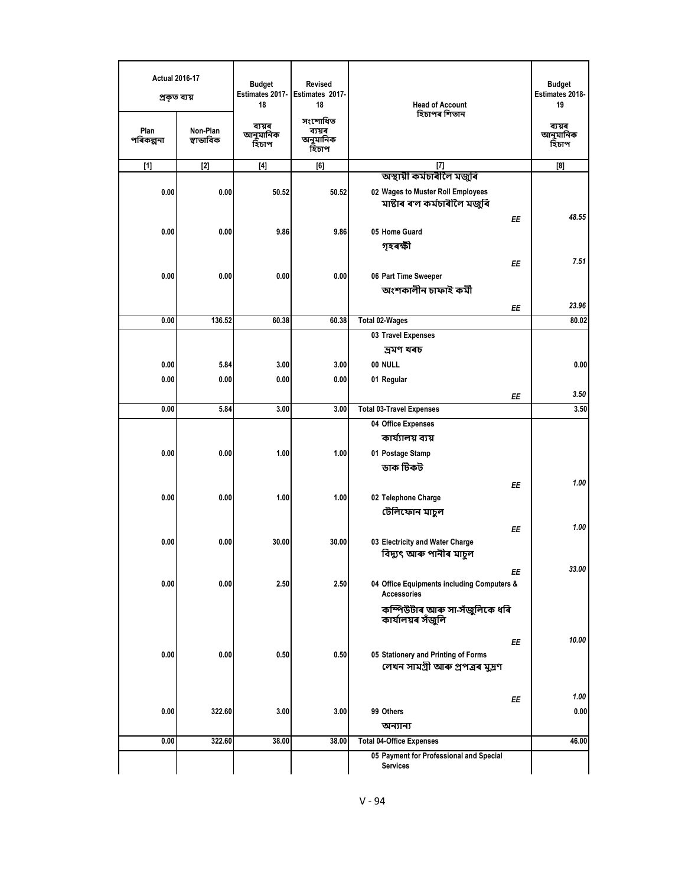| Actual 2016-17 প্ৰকৃত ব্যয় | | Budget Estimates 2017-18 | Revised Estimates 2017-18 | Head of Account হিচাপৰ শিতান | | Budget Estimates 2018-19 |
|---|---|---|---|---|---|---|
| Plan পৰিকল্পনা | Non-Plan স্বাভাবিক | ব্যয়ৰ আনুমানিক হিচাপ | সংশোধিত ব্যয়ৰ আনুমানিক হিচাপ | | | ব্যয়ৰ আনুমানিক হিচাপ |
| [1] | [2] | [4] | [6] | [7] | | [8] |
| | | | | অস্থায়ী কৰ্মচাৰীলৈ মজুৰি | | |
| 0.00 | 0.00 | 50.52 | 50.52 | 02 Wages to Muster Roll Employees মাষ্টাৰ ৰল কৰ্মচাৰীলৈ মজুৰি | EE | *48.55* |
| 0.00 | 0.00 | 9.86 | 9.86 | 05 Home Guard গৃহৰক্ষী | EE | *7.51* |
| 0.00 | 0.00 | 0.00 | 0.00 | 06 Part Time Sweeper অংশকালীন চাফাই কৰ্মী | EE | *23.96* |
| 0.00 | 136.52 | 60.38 | 60.38 | Total 02-Wages | | 80.02 |
| | | | | 03 Travel Expenses ভ্ৰমণ খৰচ | | |
| 0.00 | 5.84 | 3.00 | 3.00 | 00 NULL | | 0.00 |
| 0.00 | 0.00 | 0.00 | 0.00 | 01 Regular | EE | *3.50* |
| 0.00 | 5.84 | 3.00 | 3.00 | Total 03-Travel Expenses | | 3.50 |
| | | | | 04 Office Expenses কাৰ্য্যালয় ব্যয় | | |
| 0.00 | 0.00 | 1.00 | 1.00 | 01 Postage Stamp ডাক টিকট | EE | *1.00* |
| 0.00 | 0.00 | 1.00 | 1.00 | 02 Telephone Charge টেলিফোন মাচুল | EE | *1.00* |
| 0.00 | 0.00 | 30.00 | 30.00 | 03 Electricity and Water Charge বিদ্যুৎ আৰু পানীৰ মাচুল | EE | *33.00* |
| 0.00 | 0.00 | 2.50 | 2.50 | 04 Office Equipments including Computers & Accessories কম্পিউটাৰ আৰু সা-সঁজুলিকে ধৰি কাৰ্যালয়ৰ সঁজুলি | EE | *10.00* |
| 0.00 | 0.00 | 0.50 | 0.50 | 05 Stationery and Printing of Forms লেখন সামগ্ৰী আৰু প্ৰপত্ৰৰ মুদ্ৰণ | EE | *1.00* |
| 0.00 | 322.60 | 3.00 | 3.00 | 99 Others অন্যান্য | | 0.00 |
| 0.00 | 322.60 | 38.00 | 38.00 | Total 04-Office Expenses | | 46.00 |
| | | | | 05 Payment for Professional and Special Services | | |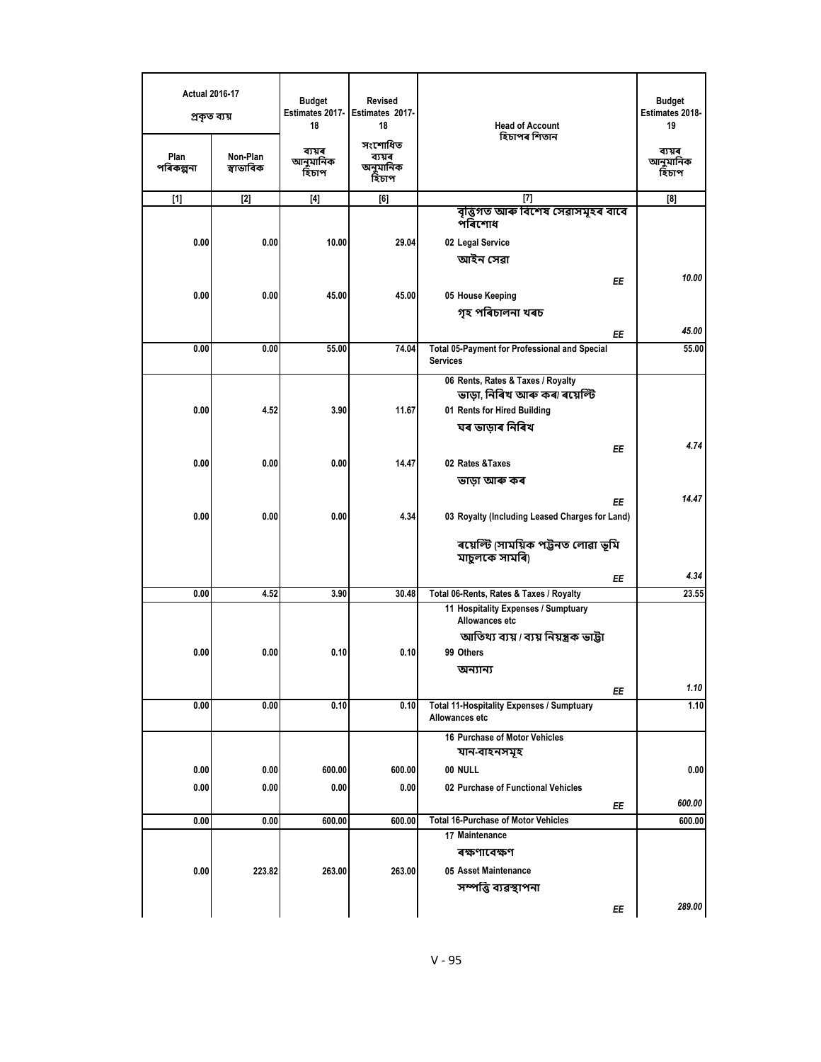| Actual 2016-17 প্ৰকৃত ব্যয় | | Budget Estimates 2017-18 | Revised Estimates 2017-18 | Head of Account হিচাপৰ শিতান | Budget Estimates 2018-19 |
|---|---|---|---|---|---|
| Plan পৰিকল্পনা | Non-Plan স্বাভাবিক | ব্যয়ৰ আনুমানিক হিচাপ | সংশোধিত ব্যয়ৰ অনুমানিক হিচাপ | | ব্যয়ৰ আনুমানিক হিচাপ |
| [1] | [2] | [4] | [6] | [7] | [8] |
| | | | | বৃত্তিগত আৰু বিশেষ সেৱাসমূহৰ বাবে পৰিশোধ | |
| 0.00 | 0.00 | 10.00 | 29.04 | 02 Legal Service<br>আইন সেৱা | |
| | | | | EE | 10.00 |
| 0.00 | 0.00 | 45.00 | 45.00 | 05 House Keeping<br>গৃহ পৰিচালনা খৰচ | |
| | | | | EE | 45.00 |
| 0.00 | 0.00 | 55.00 | 74.04 | Total 05-Payment for Professional and Special Services | 55.00 |
| | | | | 06 Rents, Rates & Taxes / Royalty<br>ভাড়া, নিৰিখ আৰু কৰ/ ৰয়েল্টি | |
| 0.00 | 4.52 | 3.90 | 11.67 | 01 Rents for Hired Building<br>ঘৰ ভাড়াৰ নিৰিখ | |
| | | | | EE | 4.74 |
| 0.00 | 0.00 | 0.00 | 14.47 | 02 Rates &Taxes<br>ভাড়া আৰু কৰ | |
| | | | | EE | 14.47 |
| 0.00 | 0.00 | 0.00 | 4.34 | 03 Royalty (Including Leased Charges for Land)<br>ৰয়েল্টি (সাময়িক পট্টনত লোৱা ভূমি মাচুলকে সামৰি) | |
| | | | | EE | 4.34 |
| 0.00 | 4.52 | 3.90 | 30.48 | Total 06-Rents, Rates & Taxes / Royalty | 23.55 |
| | | | | 11 Hospitality Expenses / Sumptuary Allowances etc<br>আতিথ্য ব্যয় / ব্যয় নিয়ন্ত্ৰক ভাট্টা | |
| 0.00 | 0.00 | 0.10 | 0.10 | 99 Others<br>অন্যান্য | |
| | | | | EE | 1.10 |
| 0.00 | 0.00 | 0.10 | 0.10 | Total 11-Hospitality Expenses / Sumptuary Allowances etc | 1.10 |
| | | | | 16 Purchase of Motor Vehicles<br>যান-বাহনসমূহ | |
| 0.00 | 0.00 | 600.00 | 600.00 | 00 NULL | 0.00 |
| 0.00 | 0.00 | 0.00 | 0.00 | 02 Purchase of Functional Vehicles | |
| | | | | EE | 600.00 |
| 0.00 | 0.00 | 600.00 | 600.00 | Total 16-Purchase of Motor Vehicles | 600.00 |
| | | | | 17 Maintenance<br>ৰক্ষণাবেক্ষণ | |
| 0.00 | 223.82 | 263.00 | 263.00 | 05 Asset Maintenance<br>সম্পত্তি ব্যৱস্থাপনা | |
| | | | | EE | 289.00 |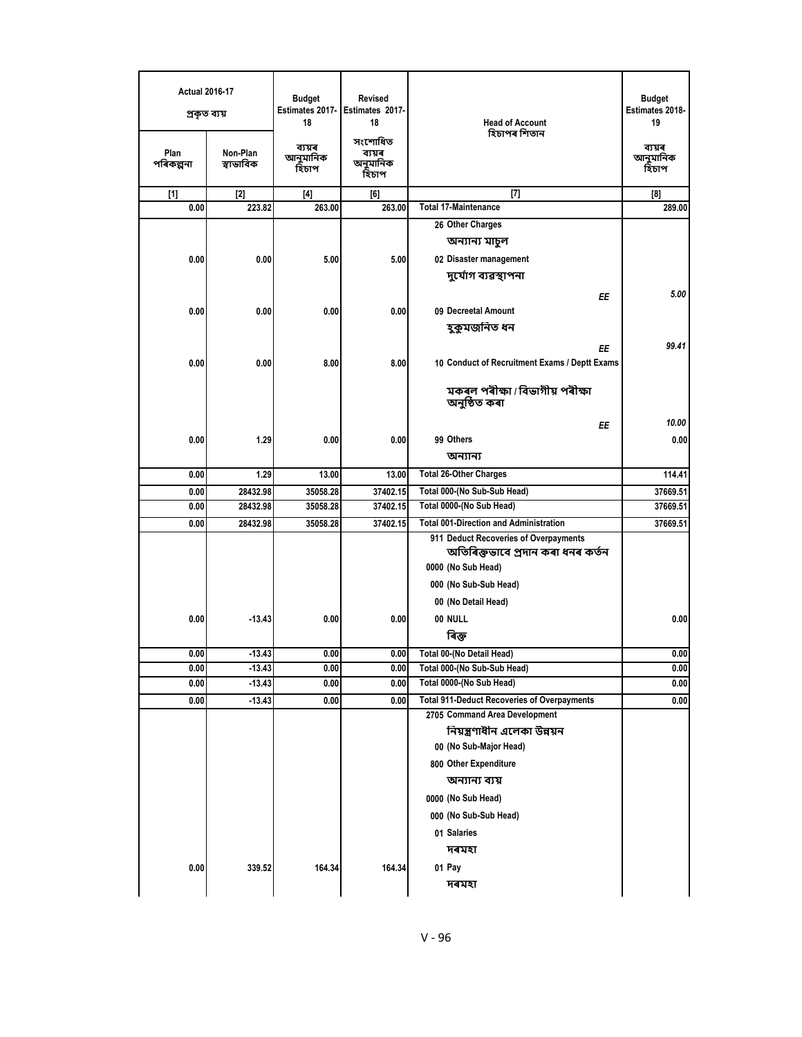| Actual 2016-17 প্ৰকৃত ব্যয় | | Budget Estimates 2017-18 | Revised Estimates 2017-18 | Head of Account হিচাপৰ শিতান | Budget Estimates 2018-19 |
|---|---|---|---|---|---|
| Plan পৰিকল্পনা | Non-Plan স্বাভাবিক | ব্যয়ৰ আনুমানিক হিচাপ | সংশোধিত ব্যয়ৰ অনুমানিক হিচাপ | | ব্যয়ৰ আনুমানিক হিচাপ |
| [1] | [2] | [4] | [6] | [7] | [8] |
| 0.00 | 223.82 | 263.00 | 263.00 | Total 17-Maintenance | 289.00 |
| | | | | 26 Other Charges অন্যান্য মাচুল | |
| 0.00 | 0.00 | 5.00 | 5.00 | 02 Disaster management দুৰ্যোগ ব্যৱস্থাপনা | |
| | | | | *EE* | *5.00* |
| 0.00 | 0.00 | 0.00 | 0.00 | 09 Decreetal Amount হুকুমজনিত ধন | |
| | | | | *EE* | *99.41* |
| 0.00 | 0.00 | 8.00 | 8.00 | 10 Conduct of Recruitment Exams / Deptt Exams মকৰল পৰীক্ষা / বিভাগীয় পৰীক্ষা অনুষ্ঠিত কৰা | |
| | | | | *EE* | *10.00* |
| 0.00 | 1.29 | 0.00 | 0.00 | 99 Others অন্যান্য | 0.00 |
| 0.00 | 1.29 | 13.00 | 13.00 | Total 26-Other Charges | 114.41 |
| 0.00 | 28432.98 | 35058.28 | 37402.15 | Total 000-(No Sub-Sub Head) | 37669.51 |
| 0.00 | 28432.98 | 35058.28 | 37402.15 | Total 0000-(No Sub Head) | 37669.51 |
| 0.00 | 28432.98 | 35058.28 | 37402.15 | Total 001-Direction and Administration | 37669.51 |
| | | | | 911 Deduct Recoveries of Overpayments অতিৰিক্তভাবে প্ৰদান কৰা ধনৰ কৰ্তন | |
| | | | | 0000 (No Sub Head) | |
| | | | | 000 (No Sub-Sub Head) | |
| | | | | 00 (No Detail Head) | |
| 0.00 | -13.43 | 0.00 | 0.00 | 00 NULL ৰিক্ত | 0.00 |
| 0.00 | -13.43 | 0.00 | 0.00 | Total 00-(No Detail Head) | 0.00 |
| 0.00 | -13.43 | 0.00 | 0.00 | Total 000-(No Sub-Sub Head) | 0.00 |
| 0.00 | -13.43 | 0.00 | 0.00 | Total 0000-(No Sub Head) | 0.00 |
| 0.00 | -13.43 | 0.00 | 0.00 | Total 911-Deduct Recoveries of Overpayments | 0.00 |
| | | | | 2705 Command Area Development নিয়ন্ত্ৰণাধীন এলেকা উন্নয়ন | |
| | | | | 00 (No Sub-Major Head) | |
| | | | | 800 Other Expenditure অন্যান্য ব্যয় | |
| | | | | 0000 (No Sub Head) | |
| | | | | 000 (No Sub-Sub Head) | |
| | | | | 01 Salaries দৰমহা | |
| 0.00 | 339.52 | 164.34 | 164.34 | 01 Pay দৰমহা | |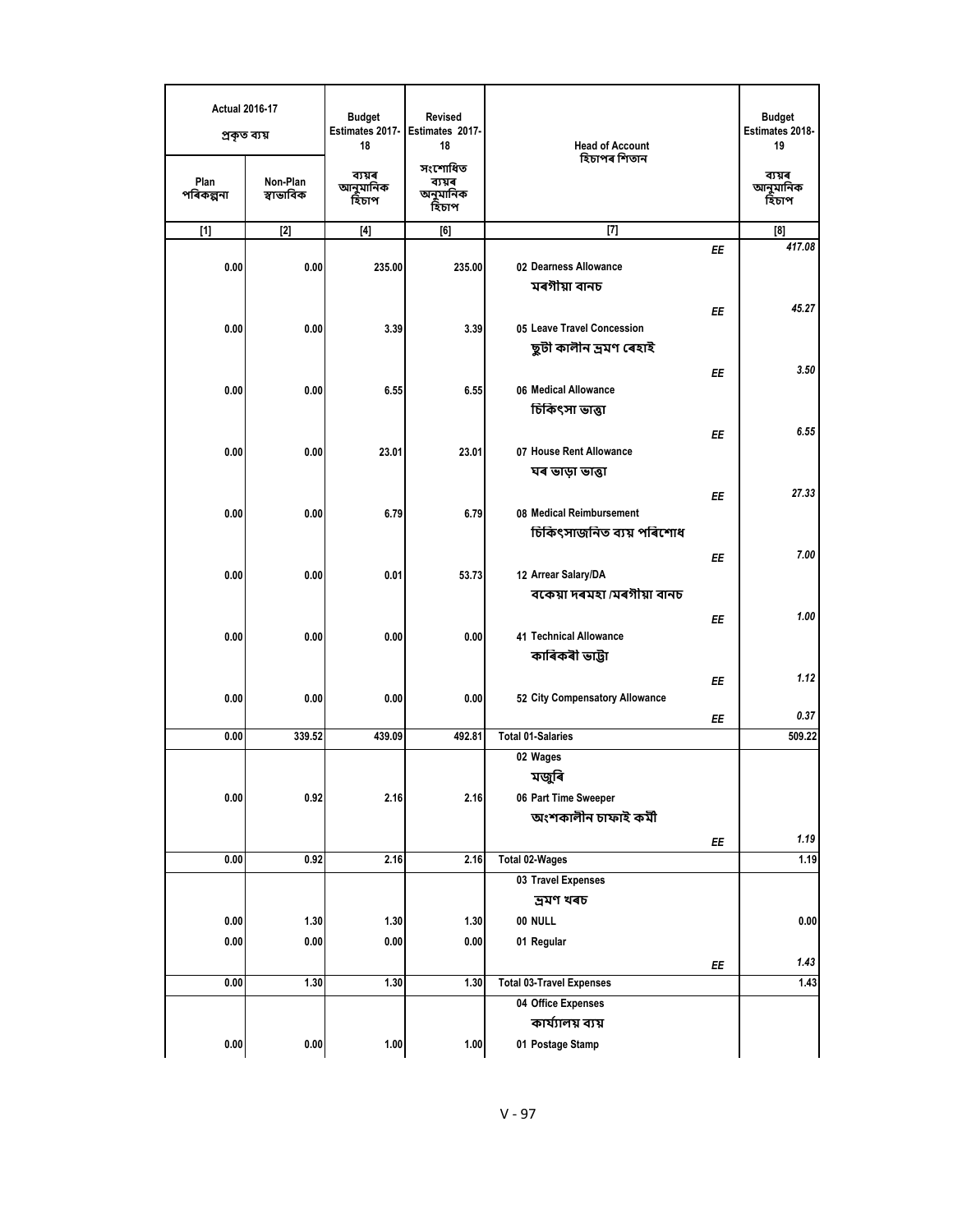| Actual 2016-17 প্ৰকৃত ব্যয় | | Budget Estimates 2017-18 | Revised Estimates 2017-18 | Head of Account হিচাপৰ শিতান | | Budget Estimates 2018-19 |
|---|---|---|---|---|---|---|
| Plan পৰিকল্পনা | Non-Plan স্বাভাবিক | ব্যয়ৰ আনুমানিক হিচাপ | সংশোধিত ব্যয়ৰ অনুমানিক হিচাপ | | | ব্যয়ৰ আনুমানিক হিচাপ |
| [1] | [2] | [4] | [6] | [7] | | [8] |
| | | | | | EE | *417.08* |
| 0.00 | 0.00 | 235.00 | 235.00 | 02 Dearness Allowance মৰগীয়া বানচ | | |
| | | | | | EE | *45.27* |
| 0.00 | 0.00 | 3.39 | 3.39 | 05 Leave Travel Concession ছুটী কালীন ভ্ৰমণ ৰেহাই | | |
| | | | | | EE | *3.50* |
| 0.00 | 0.00 | 6.55 | 6.55 | 06 Medical Allowance চিকিৎসা ভাত্তা | | |
| | | | | | EE | *6.55* |
| 0.00 | 0.00 | 23.01 | 23.01 | 07 House Rent Allowance ঘৰ ভাড়া ভাত্তা | | |
| | | | | | EE | *27.33* |
| 0.00 | 0.00 | 6.79 | 6.79 | 08 Medical Reimbursement চিকিৎসাজনিত ব্যয় পৰিশোধ | | |
| | | | | | EE | *7.00* |
| 0.00 | 0.00 | 0.01 | 53.73 | 12 Arrear Salary/DA বকেয়া দৰমহা /মৰগীয়া বানচ | | |
| | | | | | EE | *1.00* |
| 0.00 | 0.00 | 0.00 | 0.00 | 41 Technical Allowance কাৰিকৰী ভাট্টা | | |
| | | | | | EE | *1.12* |
| 0.00 | 0.00 | 0.00 | 0.00 | 52 City Compensatory Allowance | | |
| | | | | | EE | *0.37* |
| 0.00 | 339.52 | 439.09 | 492.81 | Total 01-Salaries | | 509.22 |
| | | | | 02 Wages মজুৰি | | |
| 0.00 | 0.92 | 2.16 | 2.16 | 06 Part Time Sweeper অংশকালীন চাফাই কৰ্মী | | |
| | | | | | EE | *1.19* |
| 0.00 | 0.92 | 2.16 | 2.16 | Total 02-Wages | | 1.19 |
| | | | | 03 Travel Expenses ভ্ৰমণ খৰচ | | |
| 0.00 | 1.30 | 1.30 | 1.30 | 00 NULL | | 0.00 |
| 0.00 | 0.00 | 0.00 | 0.00 | 01 Regular | | |
| | | | | | EE | *1.43* |
| 0.00 | 1.30 | 1.30 | 1.30 | Total 03-Travel Expenses | | 1.43 |
| | | | | 04 Office Expenses কাৰ্য্যালয় ব্যয় | | |
| 0.00 | 0.00 | 1.00 | 1.00 | 01 Postage Stamp | | |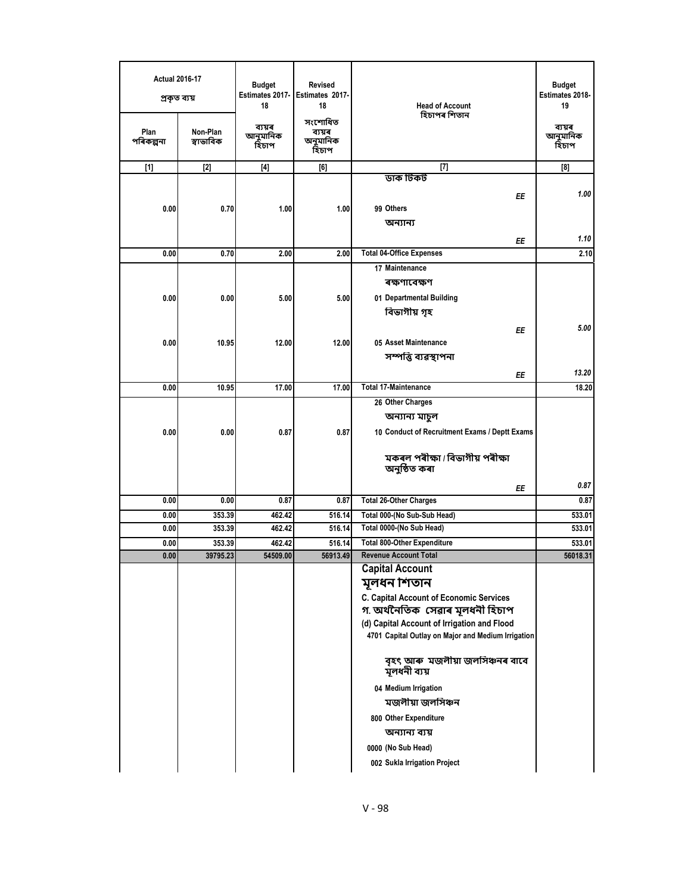| Actual 2016-17 প্ৰকৃত ব্যয় | | Budget Estimates 2017-18 | Revised Estimates 2017-18 | Head of Account হিচাপৰ শিতান | Budget Estimates 2018-19 |
|---|---|---|---|---|---|
| Plan পৰিকল্পনা | Non-Plan স্বাভাবিক | ব্যয়ৰ আনুমানিক হিচাপ | সংশোধিত ব্যয়ৰ আনুমানিক হিচাপ | | ব্যয়ৰ আনুমানিক হিচাপ |
| [1] | [2] | [4] | [6] | [7] | [8] |
| | | | | ডাক টিকট | |
| | | | | EE | *1.00* |
| 0.00 | 0.70 | 1.00 | 1.00 | 99 Others অন্যান্য | |
| | | | | EE | *1.10* |
| 0.00 | 0.70 | 2.00 | 2.00 | Total 04-Office Expenses | 2.10 |
| | | | | 17 Maintenance ৰক্ষণাবেক্ষণ | |
| 0.00 | 0.00 | 5.00 | 5.00 | 01 Departmental Building বিভাগীয় গৃহ | |
| | | | | EE | *5.00* |
| 0.00 | 10.95 | 12.00 | 12.00 | 05 Asset Maintenance সম্পত্তি ব্যৱস্থাপনা | |
| | | | | EE | *13.20* |
| 0.00 | 10.95 | 17.00 | 17.00 | Total 17-Maintenance | 18.20 |
| | | | | 26 Other Charges অন্যান্য মাচুল | |
| 0.00 | 0.00 | 0.87 | 0.87 | 10 Conduct of Recruitment Exams / Deptt Exams মকৰল পৰীক্ষা / বিভাগীয় পৰীক্ষা অনুষ্ঠিত কৰা | |
| | | | | EE | *0.87* |
| 0.00 | 0.00 | 0.87 | 0.87 | Total 26-Other Charges | 0.87 |
| 0.00 | 353.39 | 462.42 | 516.14 | Total 000-(No Sub-Sub Head) | 533.01 |
| 0.00 | 353.39 | 462.42 | 516.14 | Total 0000-(No Sub Head) | 533.01 |
| 0.00 | 353.39 | 462.42 | 516.14 | Total 800-Other Expenditure | 533.01 |
| 0.00 | 39795.23 | 54509.00 | 56913.49 | Revenue Account Total | 56018.31 |
| | | | | **Capital Account** | |
| | | | | **মূলধন শিতান** | |
| | | | | **C. Capital Account of Economic Services** | |
| | | | | **গ. অৰ্থনৈতিক সেৱাৰ মূলধনী হিচাপ** | |
| | | | | **(d) Capital Account of Irrigation and Flood** | |
| | | | | 4701 Capital Outlay on Major and Medium Irrigation বৃহৎ আৰু মজলীয়া জলসিঞ্চনৰ বাবে মূলধনী ব্যয় | |
| | | | | 04 Medium Irrigation মজলীয়া জলসিঞ্চন | |
| | | | | 800 Other Expenditure অন্যান্য ব্যয় | |
| | | | | 0000 (No Sub Head) | |
| | | | | 002 Sukla Irrigation Project | |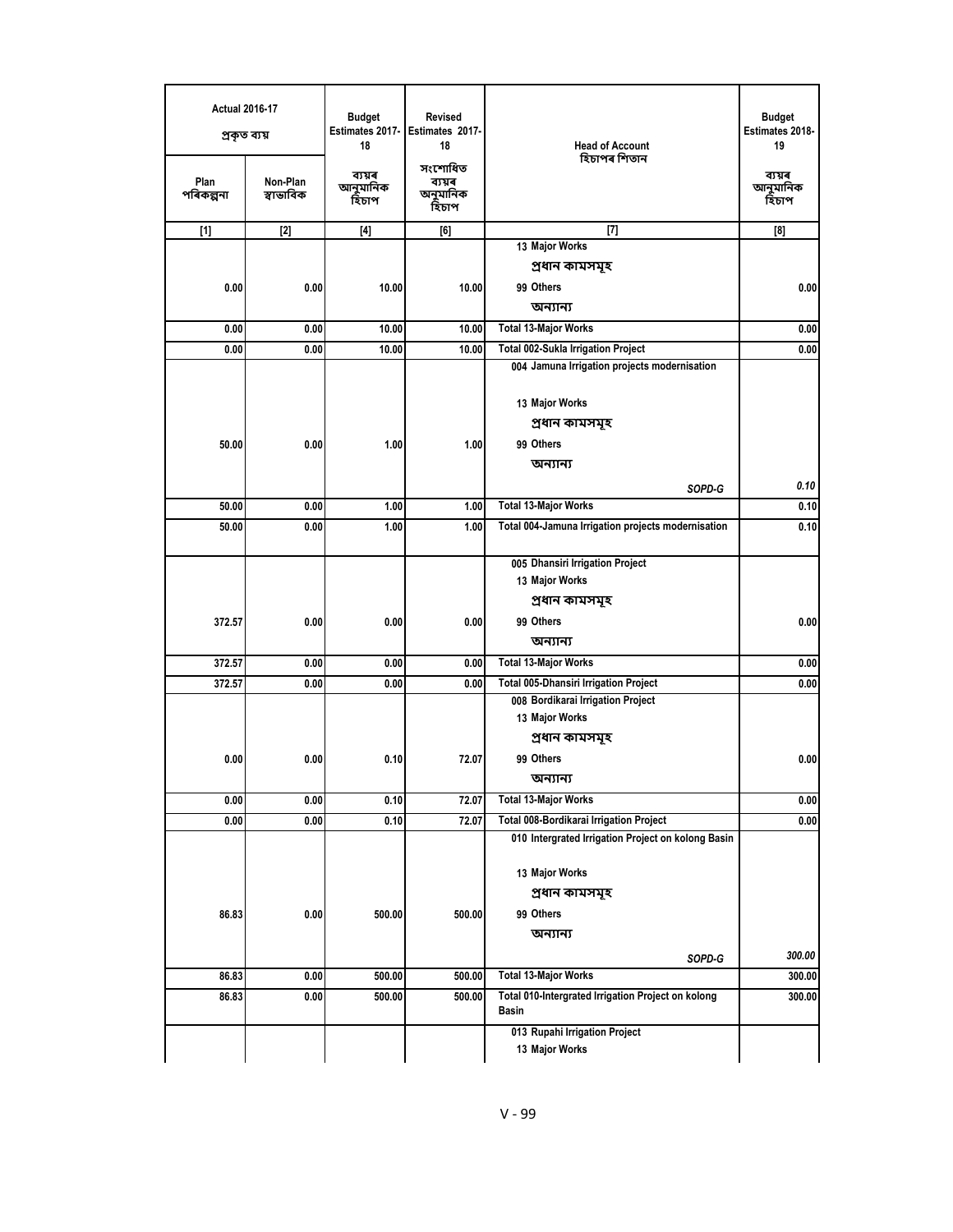| Actual 2016-17 প্ৰকৃত ব্যয় | | Budget Estimates 2017-18 | Revised Estimates 2017-18 | Head of Account হিচাপৰ শিতান | Budget Estimates 2018-19 |
|---|---|---|---|---|---|
| Plan পৰিকল্পনা | Non-Plan স্বাভাবিক | ব্যয়ৰ আনুমানিক হিচাপ | সংশোধিত ব্যয়ৰ অনুমানিক হিচাপ | | ব্যয়ৰ আনুমানিক হিচাপ |
| [1] | [2] | [4] | [6] | [7] | [8] |
| | | | | 13 Major Works প্ৰধান কামসমূহ | |
| 0.00 | 0.00 | 10.00 | 10.00 | 99 Others অন্যান্য | 0.00 |
| 0.00 | 0.00 | 10.00 | 10.00 | Total 13-Major Works | 0.00 |
| 0.00 | 0.00 | 10.00 | 10.00 | Total 002-Sukla Irrigation Project | 0.00 |
| | | | | 004 Jamuna Irrigation projects modernisation | |
| | | | | 13 Major Works প্ৰধান কামসমূহ | |
| 50.00 | 0.00 | 1.00 | 1.00 | 99 Others অন্যান্য | |
| | | | | SOPD-G | 0.10 |
| 50.00 | 0.00 | 1.00 | 1.00 | Total 13-Major Works | 0.10 |
| 50.00 | 0.00 | 1.00 | 1.00 | Total 004-Jamuna Irrigation projects modernisation | 0.10 |
| | | | | 005 Dhansiri Irrigation Project | |
| | | | | 13 Major Works প্ৰধান কামসমূহ | |
| 372.57 | 0.00 | 0.00 | 0.00 | 99 Others অন্যান্য | 0.00 |
| 372.57 | 0.00 | 0.00 | 0.00 | Total 13-Major Works | 0.00 |
| 372.57 | 0.00 | 0.00 | 0.00 | Total 005-Dhansiri Irrigation Project | 0.00 |
| | | | | 008 Bordikarai Irrigation Project | |
| | | | | 13 Major Works প্ৰধান কামসমূহ | |
| 0.00 | 0.00 | 0.10 | 72.07 | 99 Others অন্যান্য | 0.00 |
| 0.00 | 0.00 | 0.10 | 72.07 | Total 13-Major Works | 0.00 |
| 0.00 | 0.00 | 0.10 | 72.07 | Total 008-Bordikarai Irrigation Project | 0.00 |
| | | | | 010 Intergrated Irrigation Project on kolong Basin | |
| | | | | 13 Major Works প্ৰধান কামসমূহ | |
| 86.83 | 0.00 | 500.00 | 500.00 | 99 Others অন্যান্য | |
| | | | | SOPD-G | 300.00 |
| 86.83 | 0.00 | 500.00 | 500.00 | Total 13-Major Works | 300.00 |
| 86.83 | 0.00 | 500.00 | 500.00 | Total 010-Intergrated Irrigation Project on kolong Basin | 300.00 |
| | | | | 013 Rupahi Irrigation Project | |
| | | | | 13 Major Works | |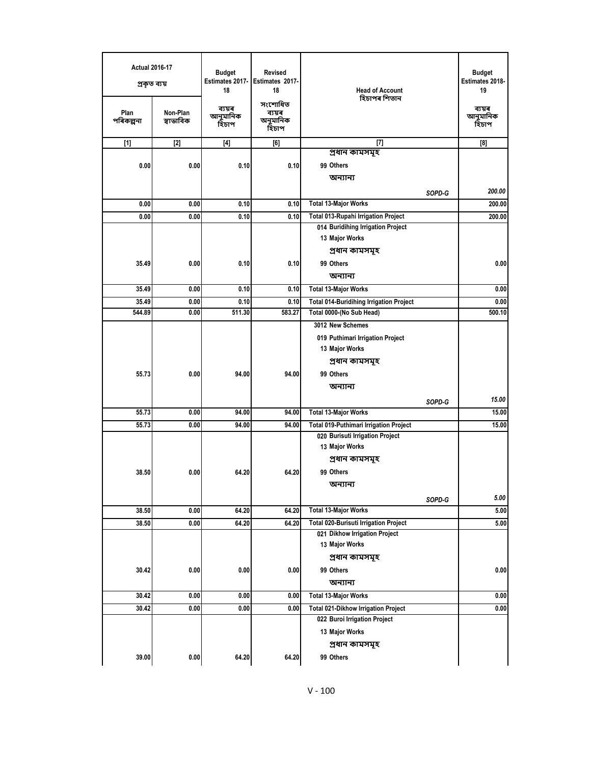| Actual 2016-17 প্ৰকৃত ব্যয় | | Budget Estimates 2017-18 | Revised Estimates 2017-18 | Head of Account হিচাপৰ শিতান | Budget Estimates 2018-19 |
|---|---|---|---|---|---|
| Plan পৰিকল্পনা | Non-Plan স্বাভাবিক | ব্যয়ৰ আনুমানিক হিচাপ | সংশোধিত ব্যয়ৰ আনুমানিক হিচাপ | | ব্যয়ৰ আনুমানিক হিচাপ |
| [1] | [2] | [4] | [6] | [7] | [8] |
| | | | | প্ৰধান কামসমূহ | |
| 0.00 | 0.00 | 0.10 | 0.10 | 99 Others অন্যান্য | |
| | | | | SOPD-G | 200.00 |
| 0.00 | 0.00 | 0.10 | 0.10 | Total 13-Major Works | 200.00 |
| 0.00 | 0.00 | 0.10 | 0.10 | Total 013-Rupahi Irrigation Project | 200.00 |
| | | | | 014 Buridihing Irrigation Project | |
| | | | | 13 Major Works | |
| | | | | প্ৰধান কামসমূহ | |
| 35.49 | 0.00 | 0.10 | 0.10 | 99 Others অন্যান্য | 0.00 |
| 35.49 | 0.00 | 0.10 | 0.10 | Total 13-Major Works | 0.00 |
| 35.49 | 0.00 | 0.10 | 0.10 | Total 014-Buridihing Irrigation Project | 0.00 |
| 544.89 | 0.00 | 511.30 | 583.27 | Total 0000-(No Sub Head) | 500.10 |
| | | | | 3012 New Schemes | |
| | | | | 019 Puthimari Irrigation Project | |
| | | | | 13 Major Works | |
| | | | | প্ৰধান কামসমূহ | |
| 55.73 | 0.00 | 94.00 | 94.00 | 99 Others অন্যান্য | |
| | | | | SOPD-G | 15.00 |
| 55.73 | 0.00 | 94.00 | 94.00 | Total 13-Major Works | 15.00 |
| 55.73 | 0.00 | 94.00 | 94.00 | Total 019-Puthimari Irrigation Project | 15.00 |
| | | | | 020 Burisuti Irrigation Project | |
| | | | | 13 Major Works | |
| | | | | প্ৰধান কামসমূহ | |
| 38.50 | 0.00 | 64.20 | 64.20 | 99 Others অন্যান্য | |
| | | | | SOPD-G | 5.00 |
| 38.50 | 0.00 | 64.20 | 64.20 | Total 13-Major Works | 5.00 |
| 38.50 | 0.00 | 64.20 | 64.20 | Total 020-Burisuti Irrigation Project | 5.00 |
| | | | | 021 Dikhow Irrigation Project | |
| | | | | 13 Major Works | |
| | | | | প্ৰধান কামসমূহ | |
| 30.42 | 0.00 | 0.00 | 0.00 | 99 Others অন্যান্য | 0.00 |
| 30.42 | 0.00 | 0.00 | 0.00 | Total 13-Major Works | 0.00 |
| 30.42 | 0.00 | 0.00 | 0.00 | Total 021-Dikhow Irrigation Project | 0.00 |
| | | | | 022 Buroi Irrigation Project | |
| | | | | 13 Major Works | |
| | | | | প্ৰধান কামসমূহ | |
| 39.00 | 0.00 | 64.20 | 64.20 | 99 Others | |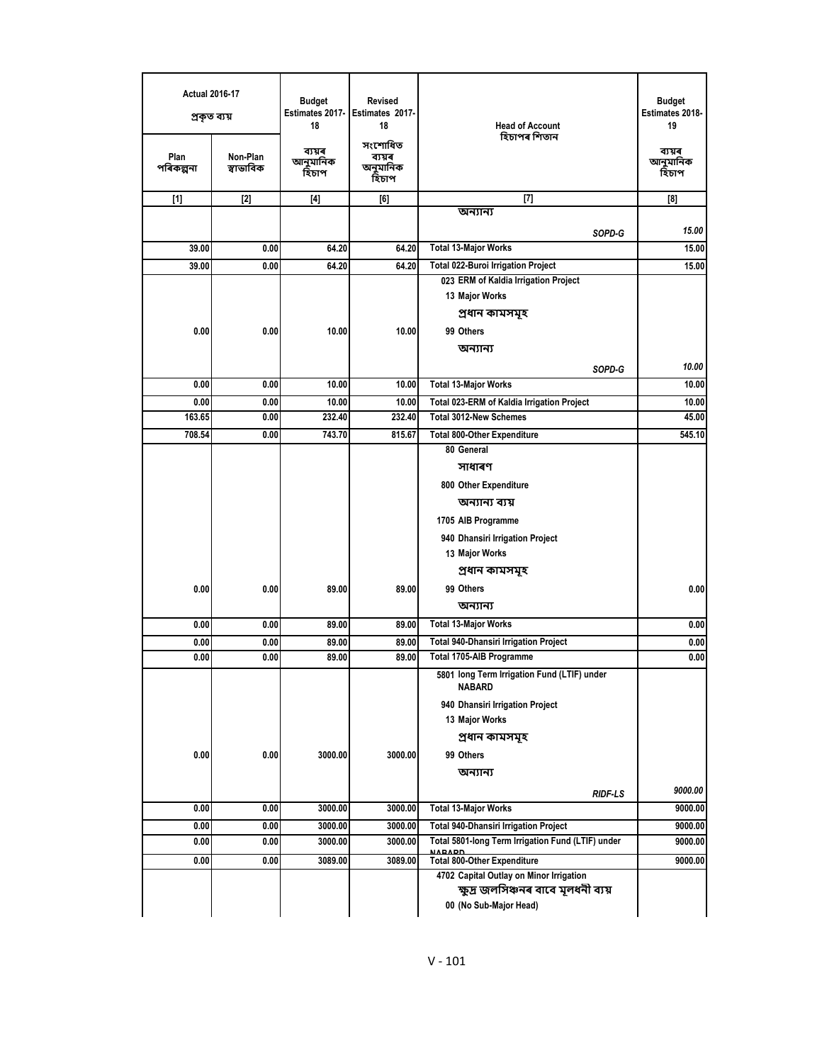| Actual 2016-17<br>প্ৰকৃত ব্যয় | | Budget Estimates 2017-18<br>ব্যয়ৰ আনুমানিক হিচাপ | Revised Estimates 2017-18<br>সংশোধিত ব্যয়ৰ অনুমানিক হিচাপ | Head of Account<br>হিচাপৰ শিতান | Budget Estimates 2018-19<br>ব্যয়ৰ আনুমানিক হিচাপ |
|---|---|---|---|---|---|
| Plan<br>পৰিকল্পনা | Non-Plan<br>স্বাভাবিক | | | | |
| [1] | [2] | [4] | [6] | [7] | [8] |
| | | | | অন্যান্য | |
| | | | | SOPD-G | 15.00 |
| 39.00 | 0.00 | 64.20 | 64.20 | Total 13-Major Works | 15.00 |
| 39.00 | 0.00 | 64.20 | 64.20 | Total 022-Buroi Irrigation Project | 15.00 |
| | | | | 023 ERM of Kaldia Irrigation Project | |
| | | | | 13 Major Works | |
| | | | | প্ৰধান কামসমূহ | |
| 0.00 | 0.00 | 10.00 | 10.00 | 99 Others | |
| | | | | অন্যান্য | |
| | | | | SOPD-G | 10.00 |
| 0.00 | 0.00 | 10.00 | 10.00 | Total 13-Major Works | 10.00 |
| 0.00 | 0.00 | 10.00 | 10.00 | Total 023-ERM of Kaldia Irrigation Project | 10.00 |
| 163.65 | 0.00 | 232.40 | 232.40 | Total 3012-New Schemes | 45.00 |
| 708.54 | 0.00 | 743.70 | 815.67 | Total 800-Other Expenditure | 545.10 |
| | | | | 80 General | |
| | | | | সাধাৰণ | |
| | | | | 800 Other Expenditure | |
| | | | | অন্যান্য ব্যয় | |
| | | | | 1705 AIB Programme | |
| | | | | 940 Dhansiri Irrigation Project | |
| | | | | 13 Major Works | |
| | | | | প্ৰধান কামসমূহ | |
| 0.00 | 0.00 | 89.00 | 89.00 | 99 Others | 0.00 |
| | | | | অন্যান্য | |
| 0.00 | 0.00 | 89.00 | 89.00 | Total 13-Major Works | 0.00 |
| 0.00 | 0.00 | 89.00 | 89.00 | Total 940-Dhansiri Irrigation Project | 0.00 |
| 0.00 | 0.00 | 89.00 | 89.00 | Total 1705-AIB Programme | 0.00 |
| | | | | 5801 long Term Irrigation Fund (LTIF) under NABARD | |
| | | | | 940 Dhansiri Irrigation Project | |
| | | | | 13 Major Works | |
| | | | | প্ৰধান কামসমূহ | |
| 0.00 | 0.00 | 3000.00 | 3000.00 | 99 Others | |
| | | | | অন্যান্য | |
| | | | | RIDF-LS | 9000.00 |
| 0.00 | 0.00 | 3000.00 | 3000.00 | Total 13-Major Works | 9000.00 |
| 0.00 | 0.00 | 3000.00 | 3000.00 | Total 940-Dhansiri Irrigation Project | 9000.00 |
| 0.00 | 0.00 | 3000.00 | 3000.00 | Total 5801-long Term Irrigation Fund (LTIF) under NABARD | 9000.00 |
| 0.00 | 0.00 | 3089.00 | 3089.00 | Total 800-Other Expenditure | 9000.00 |
| | | | | 4702 Capital Outlay on Minor Irrigation | |
| | | | | ক্ষুদ্ৰ জলসিঞ্চনৰ বাবে মূলধনী ব্যয় | |
| | | | | 00 (No Sub-Major Head) | |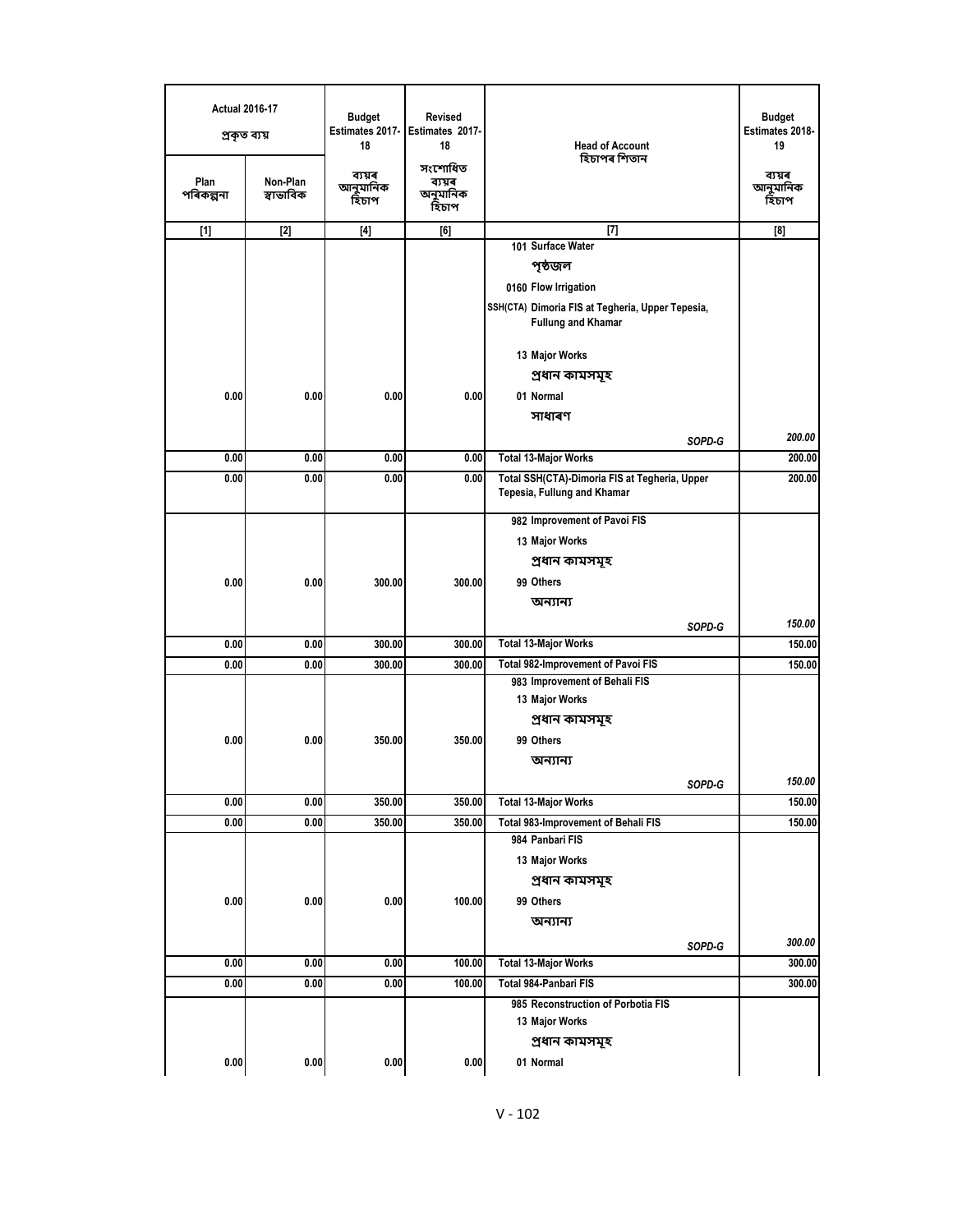| Actual 2016-17 প্ৰকৃত ব্যয় | | Budget Estimates 2017-18 | Revised Estimates 2017-18 | Head of Account হিচাপৰ শিতান | Budget Estimates 2018-19 |
|---|---|---|---|---|---|
| Plan পৰিকল্পনা | Non-Plan স্বাভাবিক | ব্যয়ৰ আনুমানিক হিচাপ | সংশোধিত ব্যয়ৰ আনুমানিক হিচাপ | | ব্যয়ৰ আনুমানিক হিচাপ |
| [1] | [2] | [4] | [6] | [7] | [8] |
| | | | | 101 Surface Water পৃষ্ঠজল | |
| | | | | 0160 Flow Irrigation | |
| | | | | SSH(CTA) Dimoria FIS at Tegheria, Upper Tepesia, Fullung and Khamar | |
| | | | | 13 Major Works প্ৰধান কামসমূহ | |
| 0.00 | 0.00 | 0.00 | 0.00 | 01 Normal সাধাৰণ | |
| | | | | SOPD-G | 200.00 |
| 0.00 | 0.00 | 0.00 | 0.00 | Total 13-Major Works | 200.00 |
| 0.00 | 0.00 | 0.00 | 0.00 | Total SSH(CTA)-Dimoria FIS at Tegheria, Upper Tepesia, Fullung and Khamar | 200.00 |
| | | | | 982 Improvement of Pavoi FIS | |
| | | | | 13 Major Works প্ৰধান কামসমূহ | |
| 0.00 | 0.00 | 300.00 | 300.00 | 99 Others অন্যান্য | |
| | | | | SOPD-G | 150.00 |
| 0.00 | 0.00 | 300.00 | 300.00 | Total 13-Major Works | 150.00 |
| 0.00 | 0.00 | 300.00 | 300.00 | Total 982-Improvement of Pavoi FIS | 150.00 |
| | | | | 983 Improvement of Behali FIS | |
| | | | | 13 Major Works প্ৰধান কামসমূহ | |
| 0.00 | 0.00 | 350.00 | 350.00 | 99 Others অন্যান্য | |
| | | | | SOPD-G | 150.00 |
| 0.00 | 0.00 | 350.00 | 350.00 | Total 13-Major Works | 150.00 |
| 0.00 | 0.00 | 350.00 | 350.00 | Total 983-Improvement of Behali FIS | 150.00 |
| | | | | 984 Panbari FIS | |
| | | | | 13 Major Works প্ৰধান কামসমূহ | |
| 0.00 | 0.00 | 0.00 | 100.00 | 99 Others অন্যান্য | |
| | | | | SOPD-G | 300.00 |
| 0.00 | 0.00 | 0.00 | 100.00 | Total 13-Major Works | 300.00 |
| 0.00 | 0.00 | 0.00 | 100.00 | Total 984-Panbari FIS | 300.00 |
| | | | | 985 Reconstruction of Porbotia FIS | |
| | | | | 13 Major Works প্ৰধান কামসমূহ | |
| 0.00 | 0.00 | 0.00 | 0.00 | 01 Normal | |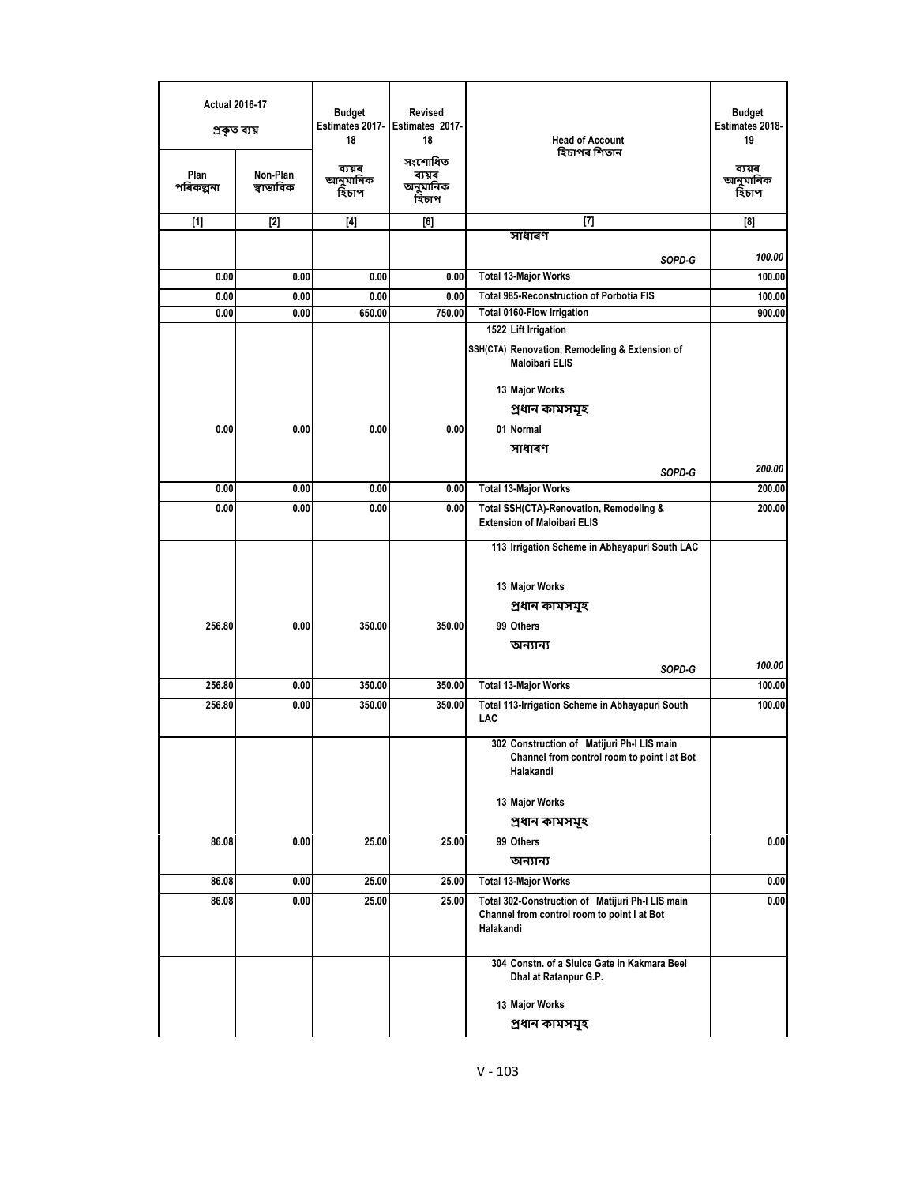| Actual 2016-17 প্ৰকৃত ব্যয় | | Budget Estimates 2017-18 | Revised Estimates 2017-18 | Head of Account হিচাপৰ শিতান | Budget Estimates 2018-19 |
|---|---|---|---|---|---|
| Plan পৰিকল্পনা | Non-Plan স্বাভাবিক | ব্যয়ৰ আনুমানিক হিচাপ | সংশোধিত ব্যয়ৰ অনুমানিক হিচাপ | | ব্যয়ৰ আনুমানিক হিচাপ |
| [1] | [2] | [4] | [6] | [7] | [8] |
| | | | | সাধাৰণ | |
| | | | | SOPD-G | 100.00 |
| 0.00 | 0.00 | 0.00 | 0.00 | Total 13-Major Works | 100.00 |
| 0.00 | 0.00 | 0.00 | 0.00 | Total 985-Reconstruction of Porbotia FIS | 100.00 |
| 0.00 | 0.00 | 650.00 | 750.00 | Total 0160-Flow Irrigation | 900.00 |
| | | | | 1522 Lift Irrigation | |
| | | | | SSH(CTA) Renovation, Remodeling & Extension of Maloibari ELIS | |
| | | | | 13 Major Works | |
| | | | | প্ৰধান কামসমূহ | |
| 0.00 | 0.00 | 0.00 | 0.00 | 01 Normal | |
| | | | | সাধাৰণ | |
| | | | | SOPD-G | 200.00 |
| 0.00 | 0.00 | 0.00 | 0.00 | Total 13-Major Works | 200.00 |
| 0.00 | 0.00 | 0.00 | 0.00 | Total SSH(CTA)-Renovation, Remodeling & Extension of Maloibari ELIS | 200.00 |
| | | | | 113 Irrigation Scheme in Abhayapuri South LAC | |
| | | | | 13 Major Works | |
| | | | | প্ৰধান কামসমূহ | |
| 256.80 | 0.00 | 350.00 | 350.00 | 99 Others | |
| | | | | অন্যান্য | |
| | | | | SOPD-G | 100.00 |
| 256.80 | 0.00 | 350.00 | 350.00 | Total 13-Major Works | 100.00 |
| 256.80 | 0.00 | 350.00 | 350.00 | Total 113-Irrigation Scheme in Abhayapuri South LAC | 100.00 |
| | | | | 302 Construction of Matijuri Ph-I LIS main Channel from control room to point I at Bot Halakandi | |
| | | | | 13 Major Works | |
| | | | | প্ৰধান কামসমূহ | |
| 86.08 | 0.00 | 25.00 | 25.00 | 99 Others | 0.00 |
| | | | | অন্যান্য | |
| 86.08 | 0.00 | 25.00 | 25.00 | Total 13-Major Works | 0.00 |
| 86.08 | 0.00 | 25.00 | 25.00 | Total 302-Construction of Matijuri Ph-I LIS main Channel from control room to point I at Bot Halakandi | 0.00 |
| | | | | 304 Constn. of a Sluice Gate in Kakmara Beel Dhal at Ratanpur G.P. | |
| | | | | 13 Major Works | |
| | | | | প্ৰধান কামসমূহ | |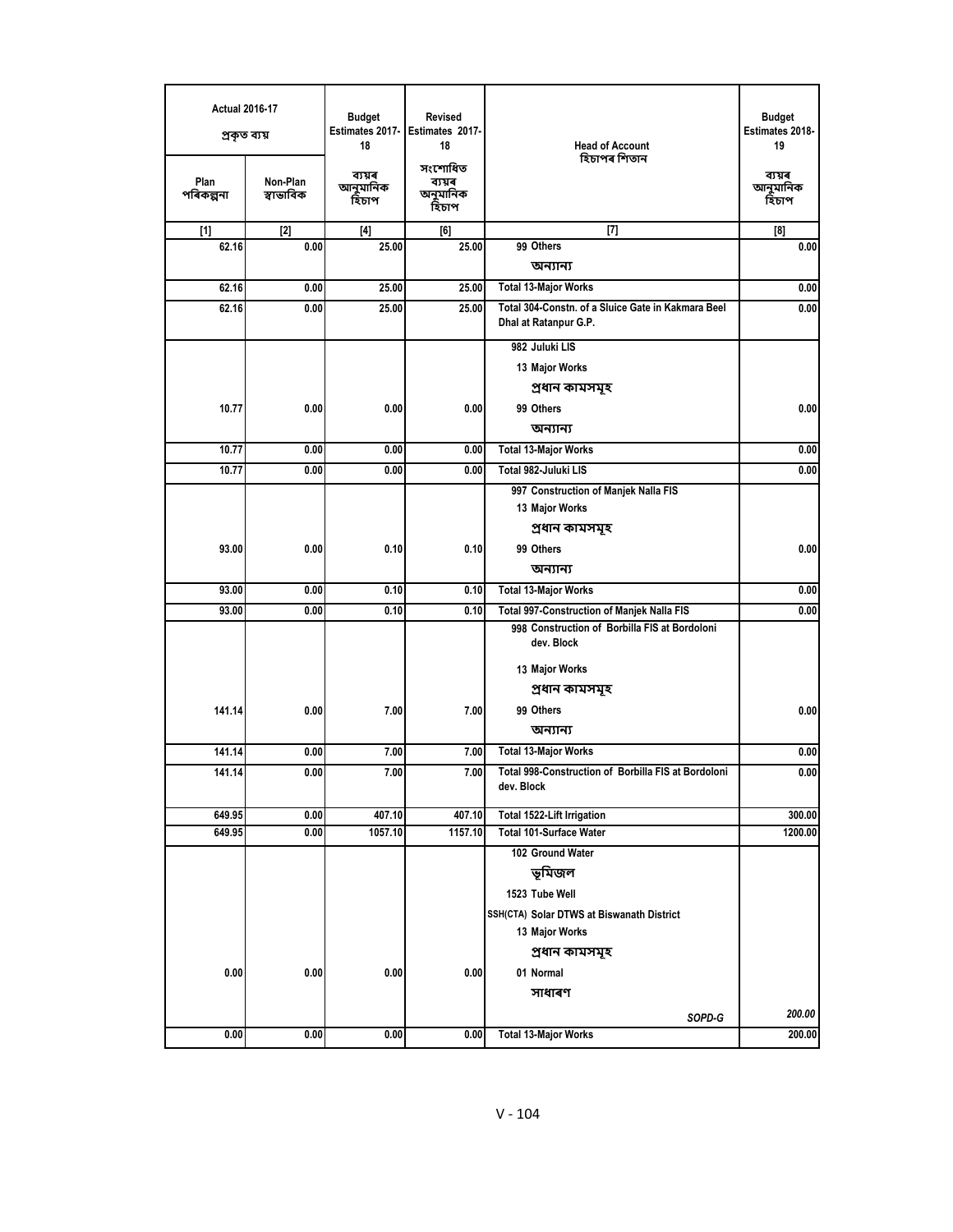| Actual 2016-17 প্ৰকৃত ব্যয় | | Budget Estimates 2017-18 | Revised Estimates 2017-18 | Head of Account হিচাপৰ শিতান | Budget Estimates 2018-19 |
|---|---|---|---|---|---|
| Plan পৰিকল্পনা | Non-Plan স্বাভাবিক | ব্যয়ৰ আনুমানিক হিচাপ | সংশোধিত ব্যয়ৰ অনুমানিক হিচাপ | | ব্যয়ৰ আনুমানিক হিচাপ |
| [1] | [2] | [4] | [6] | [7] | [8] |
| 62.16 | 0.00 | 25.00 | 25.00 | 99 Others অন্যান্য | 0.00 |
| 62.16 | 0.00 | 25.00 | 25.00 | Total 13-Major Works | 0.00 |
| 62.16 | 0.00 | 25.00 | 25.00 | Total 304-Constn. of a Sluice Gate in Kakmara Beel Dhal at Ratanpur G.P. | 0.00 |
| | | | | 982 Juluki LIS | |
| | | | | 13 Major Works প্ৰধান কামসমূহ | |
| 10.77 | 0.00 | 0.00 | 0.00 | 99 Others অন্যান্য | 0.00 |
| 10.77 | 0.00 | 0.00 | 0.00 | Total 13-Major Works | 0.00 |
| 10.77 | 0.00 | 0.00 | 0.00 | Total 982-Juluki LIS | 0.00 |
| | | | | 997 Construction of Manjek Nalla FIS | |
| | | | | 13 Major Works প্ৰধান কামসমূহ | |
| 93.00 | 0.00 | 0.10 | 0.10 | 99 Others অন্যান্য | 0.00 |
| 93.00 | 0.00 | 0.10 | 0.10 | Total 13-Major Works | 0.00 |
| 93.00 | 0.00 | 0.10 | 0.10 | Total 997-Construction of Manjek Nalla FIS | 0.00 |
| | | | | 998 Construction of Borbilla FIS at Bordoloni dev. Block | |
| | | | | 13 Major Works প্ৰধান কামসমূহ | |
| 141.14 | 0.00 | 7.00 | 7.00 | 99 Others অন্যান্য | 0.00 |
| 141.14 | 0.00 | 7.00 | 7.00 | Total 13-Major Works | 0.00 |
| 141.14 | 0.00 | 7.00 | 7.00 | Total 998-Construction of Borbilla FIS at Bordoloni dev. Block | 0.00 |
| 649.95 | 0.00 | 407.10 | 407.10 | Total 1522-Lift Irrigation | 300.00 |
| 649.95 | 0.00 | 1057.10 | 1157.10 | Total 101-Surface Water | 1200.00 |
| | | | | 102 Ground Water ভূমিজল | |
| | | | | 1523 Tube Well | |
| | | | | SSH(CTA) Solar DTWS at Biswanath District | |
| | | | | 13 Major Works প্ৰধান কামসমূহ | |
| 0.00 | 0.00 | 0.00 | 0.00 | 01 Normal সাধাৰণ | |
| | | | | SOPD-G | 200.00 |
| 0.00 | 0.00 | 0.00 | 0.00 | Total 13-Major Works | 200.00 |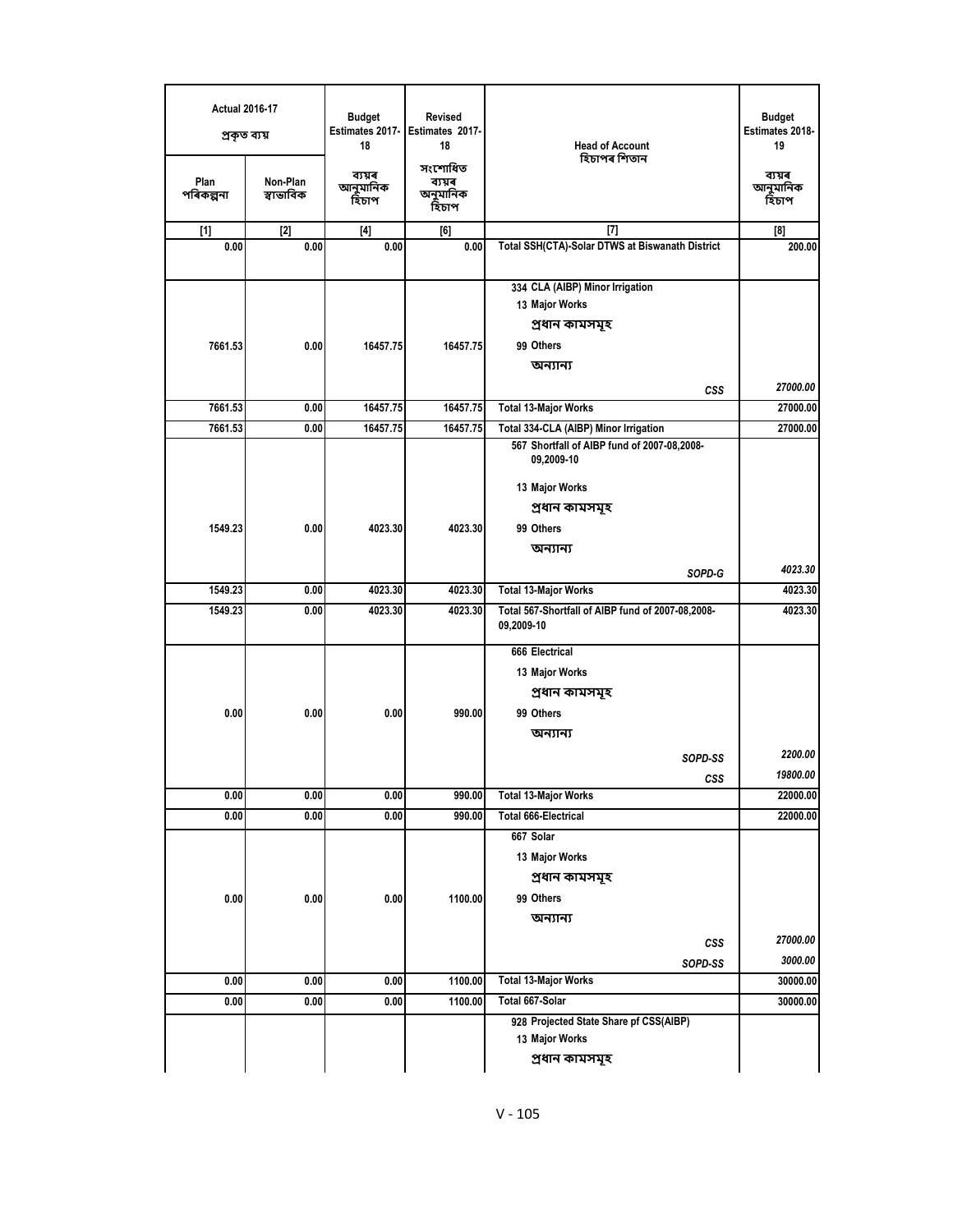| Actual 2016-17 প্ৰকৃত ব্যয় | | Budget Estimates 2017-18 | Revised Estimates 2017-18 | Head of Account হিচাপৰ শিতান | Budget Estimates 2018-19 |
|---|---|---|---|---|---|
| Plan পৰিকল্পনা | Non-Plan স্বাভাবিক | ব্যয়ৰ আনুমানিক হিচাপ | সংশোধিত ব্যয়ৰ অনুমানিক হিচাপ | | ব্যয়ৰ আনুমানিক হিচাপ |
| [1] | [2] | [4] | [6] | [7] | [8] |
| 0.00 | 0.00 | 0.00 | 0.00 | Total SSH(CTA)-Solar DTWS at Biswanath District | 200.00 |
| | | | | 334 CLA (AIBP) Minor Irrigation | |
| | | | | 13 Major Works | |
| | | | | প্ৰধান কামসমূহ | |
| 7661.53 | 0.00 | 16457.75 | 16457.75 | 99 Others | |
| | | | | অন্যান্য | |
| | | | | *CSS* | *27000.00* |
| 7661.53 | 0.00 | 16457.75 | 16457.75 | Total 13-Major Works | 27000.00 |
| 7661.53 | 0.00 | 16457.75 | 16457.75 | Total 334-CLA (AIBP) Minor Irrigation | 27000.00 |
| | | | | 567 Shortfall of AIBP fund of 2007-08,2008-09,2009-10 | |
| | | | | 13 Major Works | |
| | | | | প্ৰধান কামসমূহ | |
| 1549.23 | 0.00 | 4023.30 | 4023.30 | 99 Others | |
| | | | | অন্যান্য | |
| | | | | *SOPD-G* | *4023.30* |
| 1549.23 | 0.00 | 4023.30 | 4023.30 | Total 13-Major Works | 4023.30 |
| 1549.23 | 0.00 | 4023.30 | 4023.30 | Total 567-Shortfall of AIBP fund of 2007-08,2008-09,2009-10 | 4023.30 |
| | | | | 666 Electrical | |
| | | | | 13 Major Works | |
| | | | | প্ৰধান কামসমূহ | |
| 0.00 | 0.00 | 0.00 | 990.00 | 99 Others | |
| | | | | অন্যান্য | |
| | | | | *SOPD-SS* | *2200.00* |
| | | | | *CSS* | *19800.00* |
| 0.00 | 0.00 | 0.00 | 990.00 | Total 13-Major Works | 22000.00 |
| 0.00 | 0.00 | 0.00 | 990.00 | Total 666-Electrical | 22000.00 |
| | | | | 667 Solar | |
| | | | | 13 Major Works | |
| | | | | প্ৰধান কামসমূহ | |
| 0.00 | 0.00 | 0.00 | 1100.00 | 99 Others | |
| | | | | অন্যান্য | |
| | | | | *CSS* | *27000.00* |
| | | | | *SOPD-SS* | *3000.00* |
| 0.00 | 0.00 | 0.00 | 1100.00 | Total 13-Major Works | 30000.00 |
| 0.00 | 0.00 | 0.00 | 1100.00 | Total 667-Solar | 30000.00 |
| | | | | 928 Projected State Share pf CSS(AIBP) | |
| | | | | 13 Major Works | |
| | | | | প্ৰধান কামসমূহ | |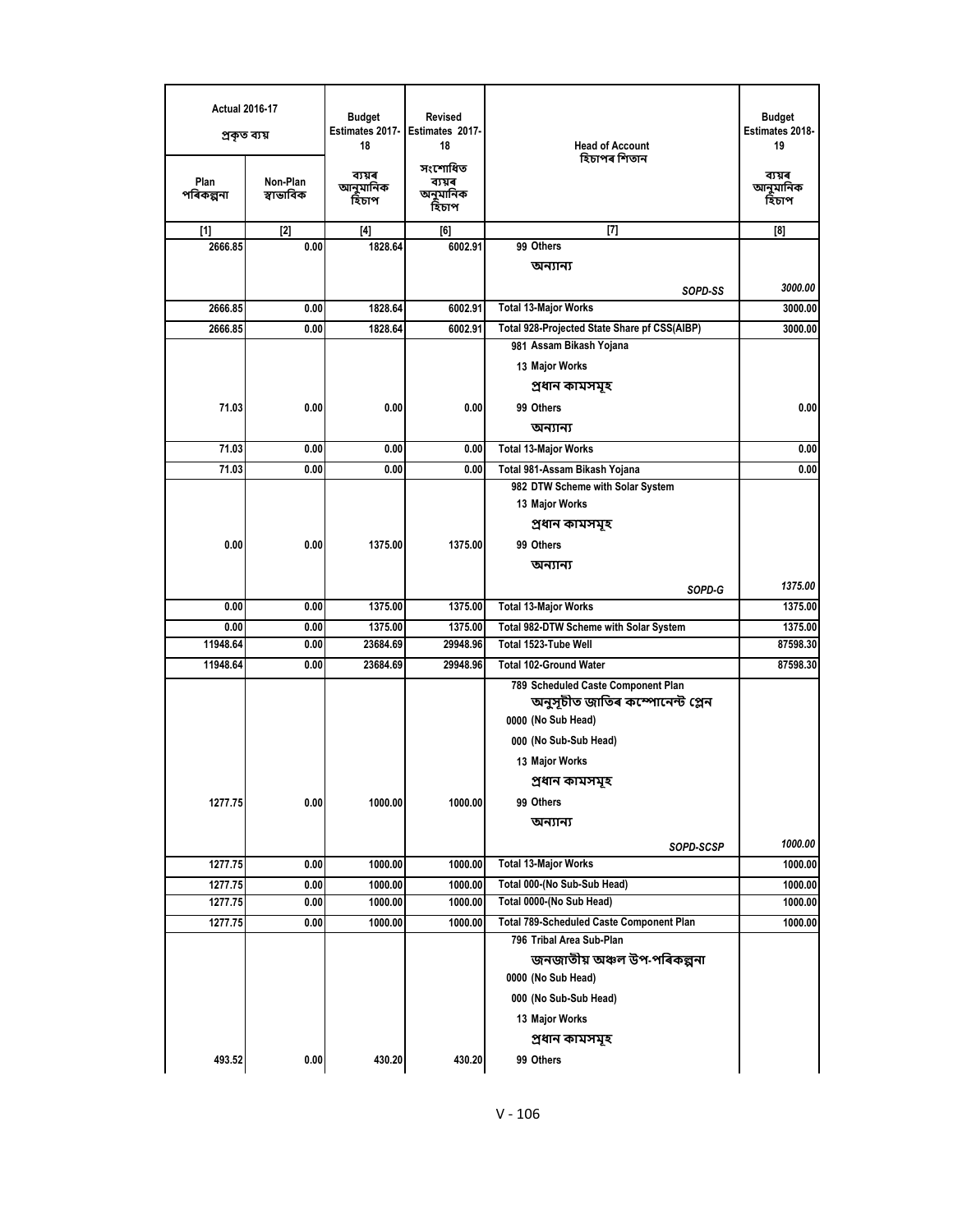| Actual 2016-17 প্ৰকৃত ব্যয় | | Budget Estimates 2017-18 | Revised Estimates 2017-18 | Head of Account হিচাপৰ শিতান | Budget Estimates 2018-19 |
|---|---|---|---|---|---|
| Plan পৰিকল্পনা | Non-Plan স্বাভাবিক | ব্যয়ৰ আনুমানিক হিচাপ | সংশোধিত ব্যয়ৰ অনুমানিক হিচাপ | | ব্যয়ৰ আনুমানিক হিচাপ |
| [1] | [2] | [4] | [6] | [7] | [8] |
| 2666.85 | 0.00 | 1828.64 | 6002.91 | 99 Others অন্যান্য | |
| | | | | SOPD-SS | 3000.00 |
| 2666.85 | 0.00 | 1828.64 | 6002.91 | Total 13-Major Works | 3000.00 |
| 2666.85 | 0.00 | 1828.64 | 6002.91 | Total 928-Projected State Share pf CSS(AIBP) | 3000.00 |
| | | | | 981 Assam Bikash Yojana | |
| | | | | 13 Major Works প্ৰধান কামসমূহ | |
| 71.03 | 0.00 | 0.00 | 0.00 | 99 Others অন্যান্য | 0.00 |
| 71.03 | 0.00 | 0.00 | 0.00 | Total 13-Major Works | 0.00 |
| 71.03 | 0.00 | 0.00 | 0.00 | Total 981-Assam Bikash Yojana | 0.00 |
| | | | | 982 DTW Scheme with Solar System | |
| | | | | 13 Major Works প্ৰধান কামসমূহ | |
| 0.00 | 0.00 | 1375.00 | 1375.00 | 99 Others অন্যান্য | |
| | | | | SOPD-G | 1375.00 |
| 0.00 | 0.00 | 1375.00 | 1375.00 | Total 13-Major Works | 1375.00 |
| 0.00 | 0.00 | 1375.00 | 1375.00 | Total 982-DTW Scheme with Solar System | 1375.00 |
| 11948.64 | 0.00 | 23684.69 | 29948.96 | Total 1523-Tube Well | 87598.30 |
| 11948.64 | 0.00 | 23684.69 | 29948.96 | Total 102-Ground Water | 87598.30 |
| | | | | 789 Scheduled Caste Component Plan অনুসূচীত জাতিৰ কম্পোনেন্ট প্লেন | |
| | | | | 0000 (No Sub Head) | |
| | | | | 000 (No Sub-Sub Head) | |
| | | | | 13 Major Works প্ৰধান কামসমূহ | |
| 1277.75 | 0.00 | 1000.00 | 1000.00 | 99 Others অন্যান্য | |
| | | | | SOPD-SCSP | 1000.00 |
| 1277.75 | 0.00 | 1000.00 | 1000.00 | Total 13-Major Works | 1000.00 |
| 1277.75 | 0.00 | 1000.00 | 1000.00 | Total 000-(No Sub-Sub Head) | 1000.00 |
| 1277.75 | 0.00 | 1000.00 | 1000.00 | Total 0000-(No Sub Head) | 1000.00 |
| 1277.75 | 0.00 | 1000.00 | 1000.00 | Total 789-Scheduled Caste Component Plan | 1000.00 |
| | | | | 796 Tribal Area Sub-Plan জনজাতীয় অঞ্চল উপ-পৰিকল্পনা | |
| | | | | 0000 (No Sub Head) | |
| | | | | 000 (No Sub-Sub Head) | |
| | | | | 13 Major Works প্ৰধান কামসমূহ | |
| 493.52 | 0.00 | 430.20 | 430.20 | 99 Others | |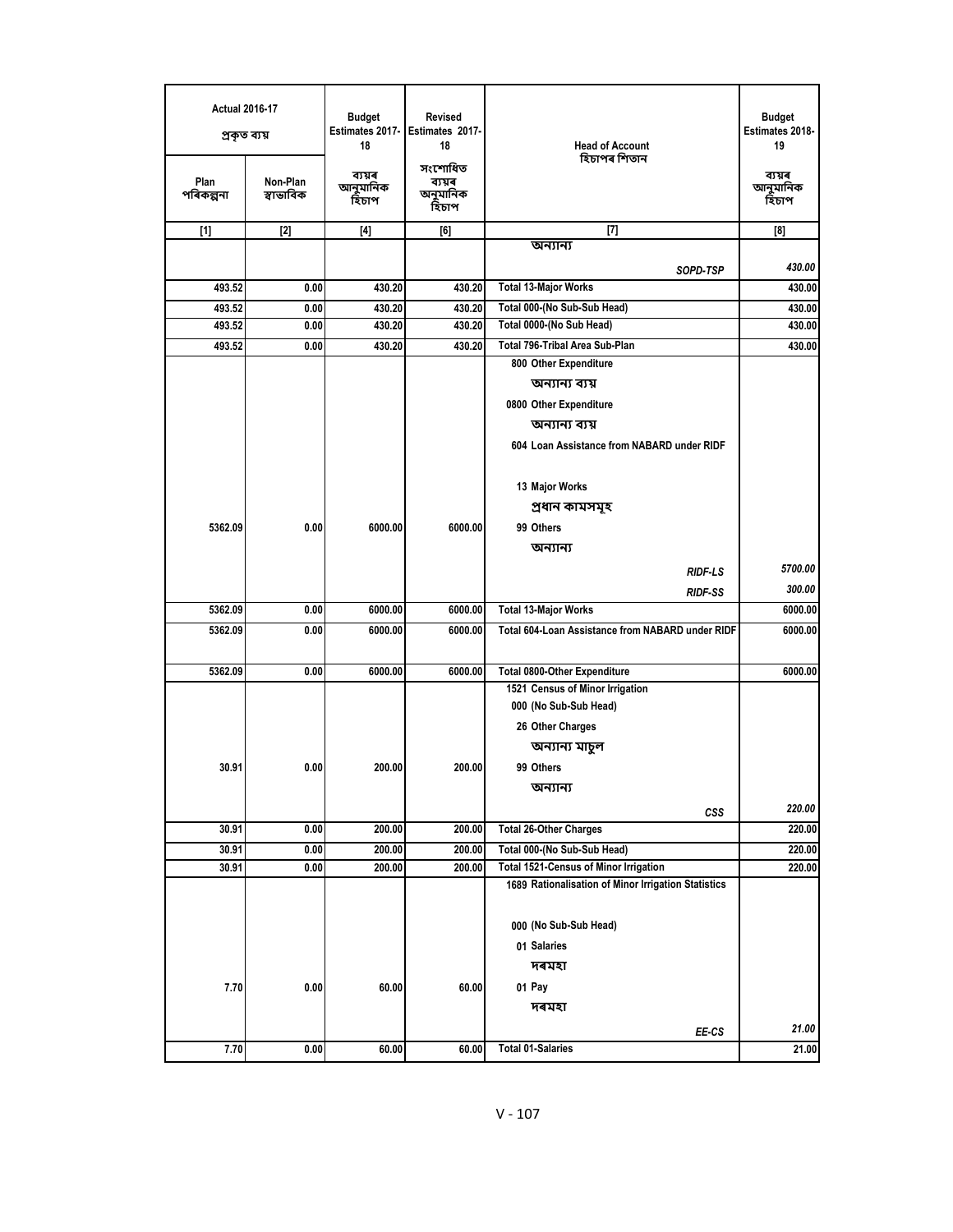| Actual 2016-17 প্ৰকৃত ব্যয় | | Budget Estimates 2017-18 | Revised Estimates 2017-18 | Head of Account হিচাপৰ শিতান | Budget Estimates 2018-19 |
|---|---|---|---|---|---|
| Plan পৰিকল্পনা | Non-Plan স্বাভাবিক | ব্যয়ৰ আনুমানিক হিচাপ | সংশোধিত ব্যয়ৰ অনুমানিক হিচাপ | | ব্যয়ৰ আনুমানিক হিচাপ |
| [1] | [2] | [4] | [6] | [7] | [8] |
| | | | | অন্যান্য | |
| | | | | *SOPD-TSP* | *430.00* |
| 493.52 | 0.00 | 430.20 | 430.20 | Total 13-Major Works | 430.00 |
| 493.52 | 0.00 | 430.20 | 430.20 | Total 000-(No Sub-Sub Head) | 430.00 |
| 493.52 | 0.00 | 430.20 | 430.20 | Total 0000-(No Sub Head) | 430.00 |
| 493.52 | 0.00 | 430.20 | 430.20 | Total 796-Tribal Area Sub-Plan | 430.00 |
| | | | | 800 Other Expenditure | |
| | | | | অন্যান্য ব্যয় | |
| | | | | 0800 Other Expenditure | |
| | | | | অন্যান্য ব্যয় | |
| | | | | 604 Loan Assistance from NABARD under RIDF | |
| | | | | 13 Major Works | |
| | | | | প্ৰধান কামসমূহ | |
| 5362.09 | 0.00 | 6000.00 | 6000.00 | 99 Others | |
| | | | | অন্যান্য | |
| | | | | *RIDF-LS* | *5700.00* |
| | | | | *RIDF-SS* | *300.00* |
| 5362.09 | 0.00 | 6000.00 | 6000.00 | Total 13-Major Works | 6000.00 |
| 5362.09 | 0.00 | 6000.00 | 6000.00 | Total 604-Loan Assistance from NABARD under RIDF | 6000.00 |
| 5362.09 | 0.00 | 6000.00 | 6000.00 | Total 0800-Other Expenditure | 6000.00 |
| | | | | 1521 Census of Minor Irrigation | |
| | | | | 000 (No Sub-Sub Head) | |
| | | | | 26 Other Charges | |
| | | | | অন্যান্য মাচুল | |
| 30.91 | 0.00 | 200.00 | 200.00 | 99 Others | |
| | | | | অন্যান্য | |
| | | | | *CSS* | *220.00* |
| 30.91 | 0.00 | 200.00 | 200.00 | Total 26-Other Charges | 220.00 |
| 30.91 | 0.00 | 200.00 | 200.00 | Total 000-(No Sub-Sub Head) | 220.00 |
| 30.91 | 0.00 | 200.00 | 200.00 | Total 1521-Census of Minor Irrigation | 220.00 |
| | | | | 1689 Rationalisation of Minor Irrigation Statistics | |
| | | | | 000 (No Sub-Sub Head) | |
| | | | | 01 Salaries | |
| | | | | দৰমহা | |
| 7.70 | 0.00 | 60.00 | 60.00 | 01 Pay | |
| | | | | দৰমহা | |
| | | | | *EE-CS* | *21.00* |
| 7.70 | 0.00 | 60.00 | 60.00 | Total 01-Salaries | 21.00 |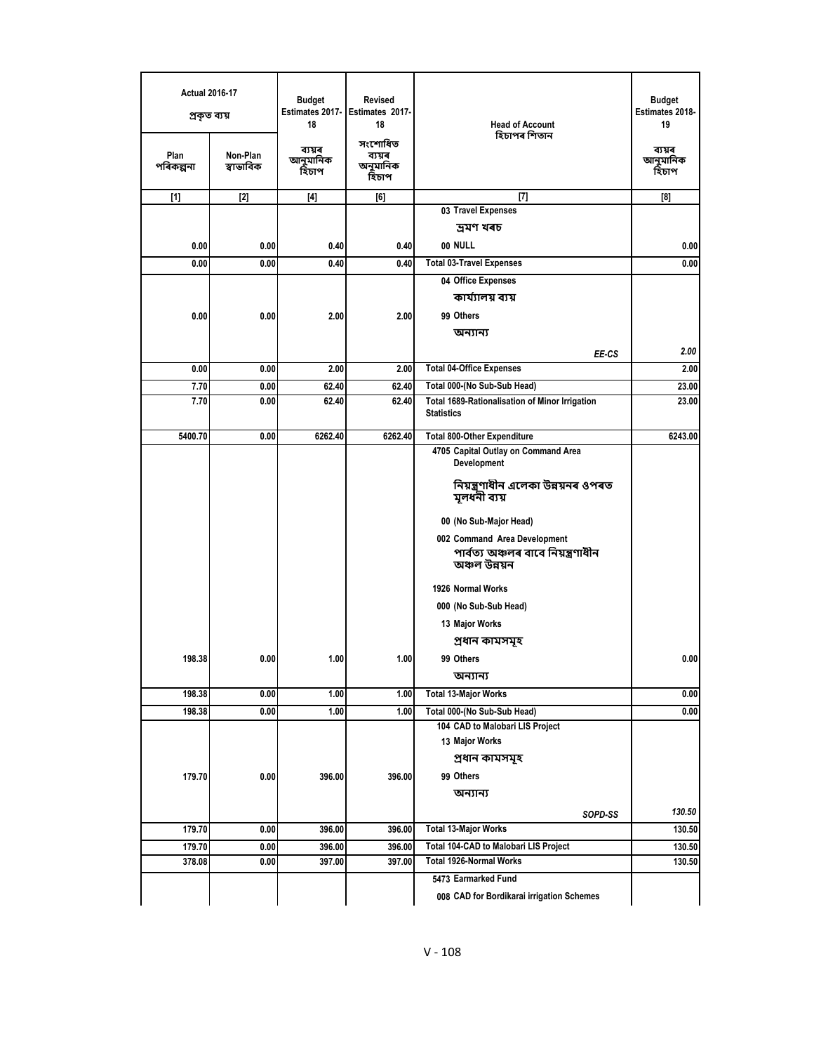| Actual 2016-17 প্ৰকৃত ব্যয় | | Budget Estimates 2017-18 | Revised Estimates 2017-18 | Head of Account হিচাপৰ শিতান | Budget Estimates 2018-19 |
|---|---|---|---|---|---|
| Plan পৰিকল্পনা | Non-Plan স্বাভাবিক | ব্যয়ৰ আনুমানিক হিচাপ | সংশোধিত ব্যয়ৰ অনুমানিক হিচাপ | | ব্যয়ৰ আনুমানিক হিচাপ |
| [1] | [2] | [4] | [6] | [7] | [8] |
| | | | | 03 Travel Expenses ভ্ৰমণ খৰচ | |
| 0.00 | 0.00 | 0.40 | 0.40 | 00 NULL | 0.00 |
| 0.00 | 0.00 | 0.40 | 0.40 | Total 03-Travel Expenses | 0.00 |
| | | | | 04 Office Expenses কাৰ্য্যালয় ব্যয় | |
| 0.00 | 0.00 | 2.00 | 2.00 | 99 Others অন্যান্য | |
| | | | | EE-CS | 2.00 |
| 0.00 | 0.00 | 2.00 | 2.00 | Total 04-Office Expenses | 2.00 |
| 7.70 | 0.00 | 62.40 | 62.40 | Total 000-(No Sub-Sub Head) | 23.00 |
| 7.70 | 0.00 | 62.40 | 62.40 | Total 1689-Rationalisation of Minor Irrigation Statistics | 23.00 |
| 5400.70 | 0.00 | 6262.40 | 6262.40 | Total 800-Other Expenditure | 6243.00 |
| | | | | 4705 Capital Outlay on Command Area Development নিয়ন্ত্ৰণাধীন এলেকা উন্নয়নৰ ওপৰত মূলধনী ব্যয় | |
| | | | | 00 (No Sub-Major Head) | |
| | | | | 002 Command Area Development পাৰ্বত্য অঞ্চলৰ বাবে নিয়ন্ত্ৰণাধীন অঞ্চল উন্নয়ন | |
| | | | | 1926 Normal Works | |
| | | | | 000 (No Sub-Sub Head) | |
| | | | | 13 Major Works প্ৰধান কামসমূহ | |
| 198.38 | 0.00 | 1.00 | 1.00 | 99 Others অন্যান্য | 0.00 |
| 198.38 | 0.00 | 1.00 | 1.00 | Total 13-Major Works | 0.00 |
| 198.38 | 0.00 | 1.00 | 1.00 | Total 000-(No Sub-Sub Head) | 0.00 |
| | | | | 104 CAD to Malobari LIS Project | |
| | | | | 13 Major Works প্ৰধান কামসমূহ | |
| 179.70 | 0.00 | 396.00 | 396.00 | 99 Others অন্যান্য | |
| | | | | SOPD-SS | 130.50 |
| 179.70 | 0.00 | 396.00 | 396.00 | Total 13-Major Works | 130.50 |
| 179.70 | 0.00 | 396.00 | 396.00 | Total 104-CAD to Malobari LIS Project | 130.50 |
| 378.08 | 0.00 | 397.00 | 397.00 | Total 1926-Normal Works | 130.50 |
| | | | | 5473 Earmarked Fund | |
| | | | | 008 CAD for Bordikarai irrigation Schemes | |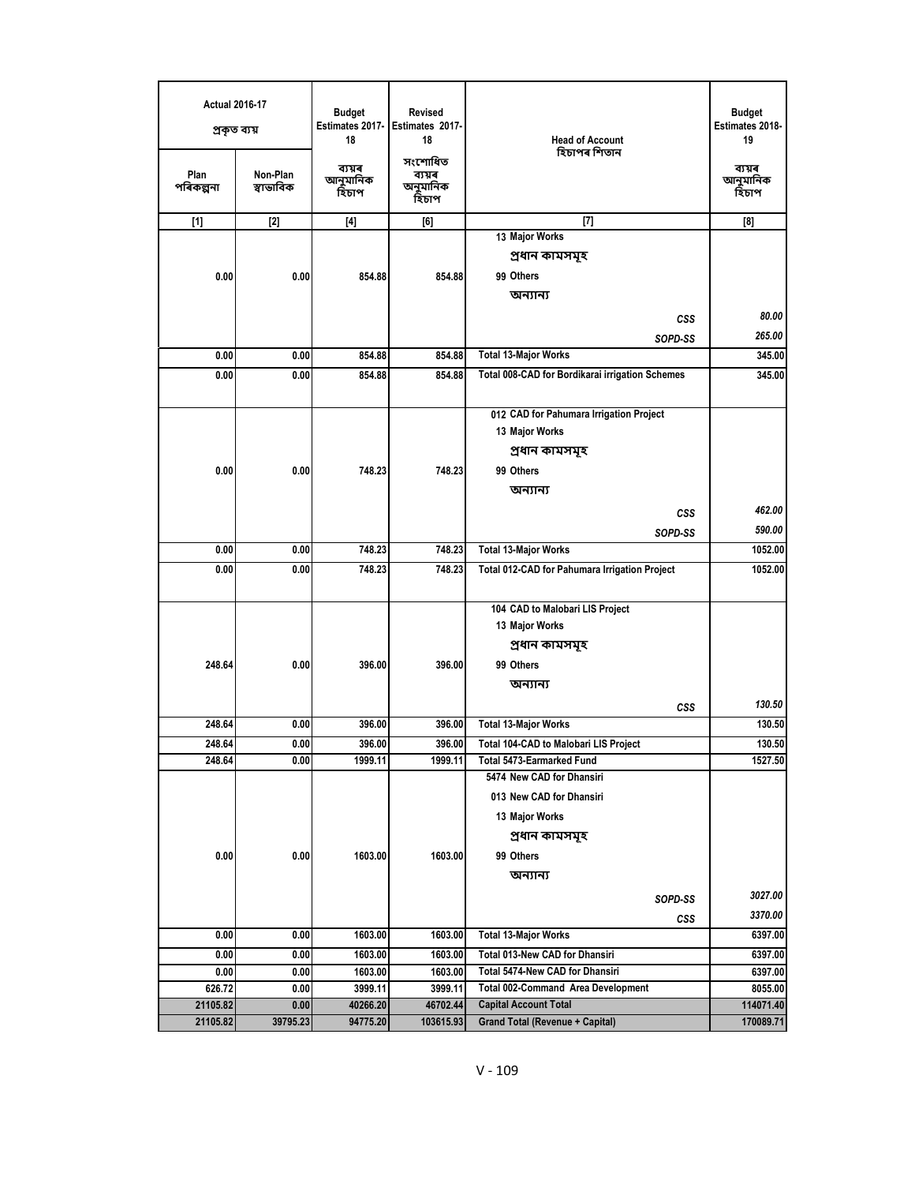| Actual 2016-17 প্ৰকৃত ব্যয় | | Budget Estimates 2017-18 | Revised Estimates 2017-18 | Head of Account হিচাপৰ শিতান | Budget Estimates 2018-19 |
|---|---|---|---|---|---|
| Plan পৰিকল্পনা | Non-Plan স্বাভাবিক | ব্যয়ৰ আনুমানিক হিচাপ | সংশোধিত ব্যয়ৰ অনুমানিক হিচাপ | | ব্যয়ৰ আনুমানিক হিচাপ |
| [1] | [2] | [4] | [6] | [7] | [8] |
| | | | | 13 Major Works | |
| | | | | প্ৰধান কামসমূহ | |
| 0.00 | 0.00 | 854.88 | 854.88 | 99 Others | |
| | | | | অন্যান্য | |
| | | | | *CSS* | *80.00* |
| | | | | *SOPD-SS* | *265.00* |
| 0.00 | 0.00 | 854.88 | 854.88 | Total 13-Major Works | 345.00 |
| 0.00 | 0.00 | 854.88 | 854.88 | Total 008-CAD for Bordikarai irrigation Schemes | 345.00 |
| | | | | 012 CAD for Pahumara Irrigation Project | |
| | | | | 13 Major Works | |
| | | | | প্ৰধান কামসমূহ | |
| 0.00 | 0.00 | 748.23 | 748.23 | 99 Others | |
| | | | | অন্যান্য | |
| | | | | *CSS* | *462.00* |
| | | | | *SOPD-SS* | *590.00* |
| 0.00 | 0.00 | 748.23 | 748.23 | Total 13-Major Works | 1052.00 |
| 0.00 | 0.00 | 748.23 | 748.23 | Total 012-CAD for Pahumara Irrigation Project | 1052.00 |
| | | | | 104 CAD to Malobari LIS Project | |
| | | | | 13 Major Works | |
| | | | | প্ৰধান কামসমূহ | |
| 248.64 | 0.00 | 396.00 | 396.00 | 99 Others | |
| | | | | অন্যান্য | |
| | | | | *CSS* | *130.50* |
| 248.64 | 0.00 | 396.00 | 396.00 | Total 13-Major Works | 130.50 |
| 248.64 | 0.00 | 396.00 | 396.00 | Total 104-CAD to Malobari LIS Project | 130.50 |
| 248.64 | 0.00 | 1999.11 | 1999.11 | Total 5473-Earmarked Fund | 1527.50 |
| | | | | 5474 New CAD for Dhansiri | |
| | | | | 013 New CAD for Dhansiri | |
| | | | | 13 Major Works | |
| | | | | প্ৰধান কামসমূহ | |
| 0.00 | 0.00 | 1603.00 | 1603.00 | 99 Others | |
| | | | | অন্যান্য | |
| | | | | *SOPD-SS* | *3027.00* |
| | | | | *CSS* | *3370.00* |
| 0.00 | 0.00 | 1603.00 | 1603.00 | Total 13-Major Works | 6397.00 |
| 0.00 | 0.00 | 1603.00 | 1603.00 | Total 013-New CAD for Dhansiri | 6397.00 |
| 0.00 | 0.00 | 1603.00 | 1603.00 | Total 5474-New CAD for Dhansiri | 6397.00 |
| 626.72 | 0.00 | 3999.11 | 3999.11 | Total 002-Command Area Development | 8055.00 |
| 21105.82 | 0.00 | 40266.20 | 46702.44 | Capital Account Total | 114071.40 |
| 21105.82 | 39795.23 | 94775.20 | 103615.93 | Grand Total (Revenue + Capital) | 170089.71 |